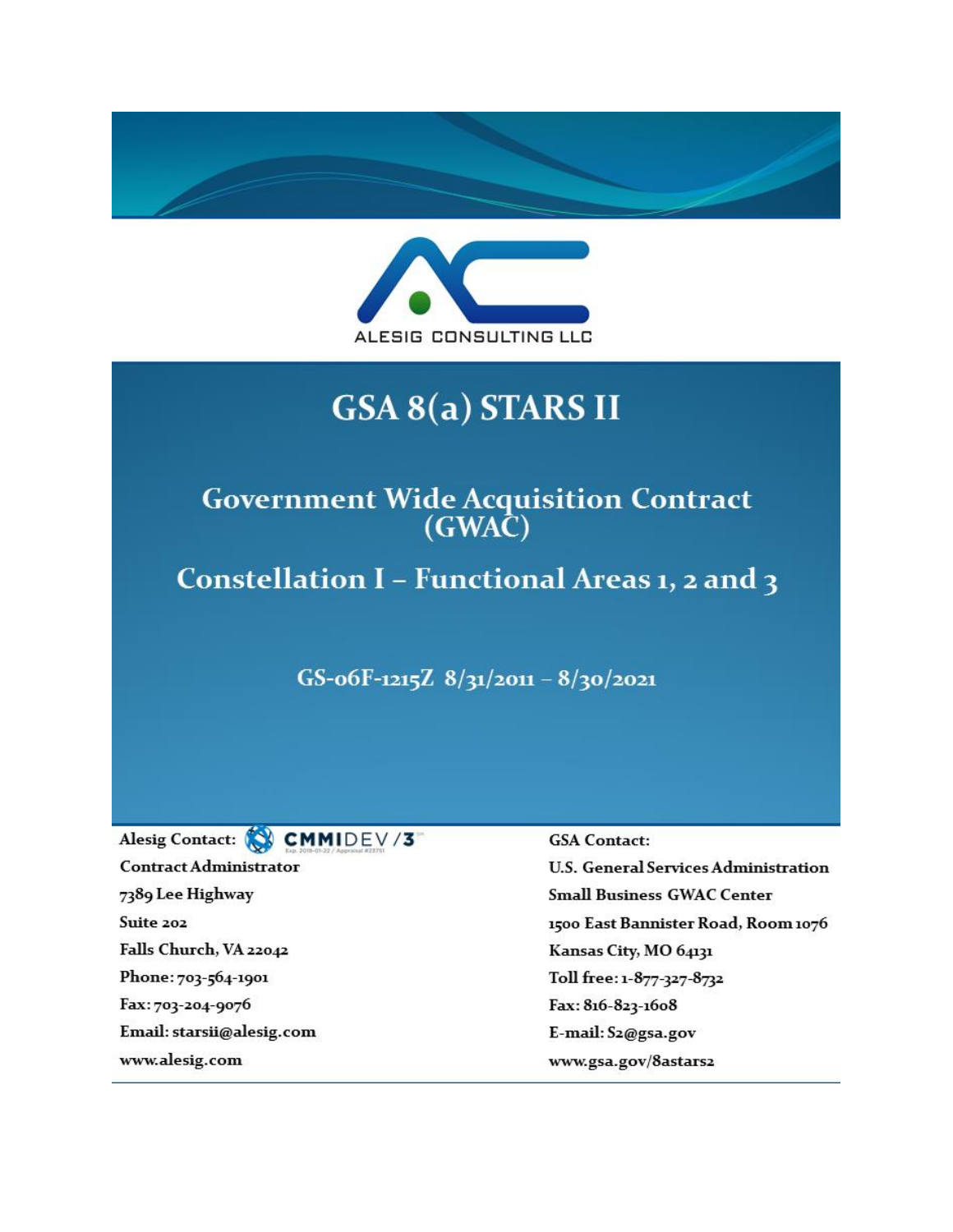ALESIG CONSULTING LLC

# GSA 8(a) STARS II

## Government Wide Acquisition Contract (GWAC)

## Constellation I – Functional Areas 1, 2 and 3

GS-06F-1215Z 8/31/2011 – 8/30/2021

**Alesig Contact:** CMMIDEV/3

**Contract Administrator**

**7389 Lee Highway**

**Suite 202**

**Falls Church, VA 22042**

**Phone: 703-564-1901**

**Fax: 703-204-9076**

**Email: starsii@alesig.com**

**www.alesig.com**

**GSA Contact:**

**U.S. General Services Administration**

**Small Business GWAC Center**

**1500 East Bannister Road, Room 1076**

**Kansas City, MO 64131**

**Toll free: 1-877-327-8732**

**Fax: 816-823-1608**

**E-mail: S2@gsa.gov**

**www.gsa.gov/8astars2**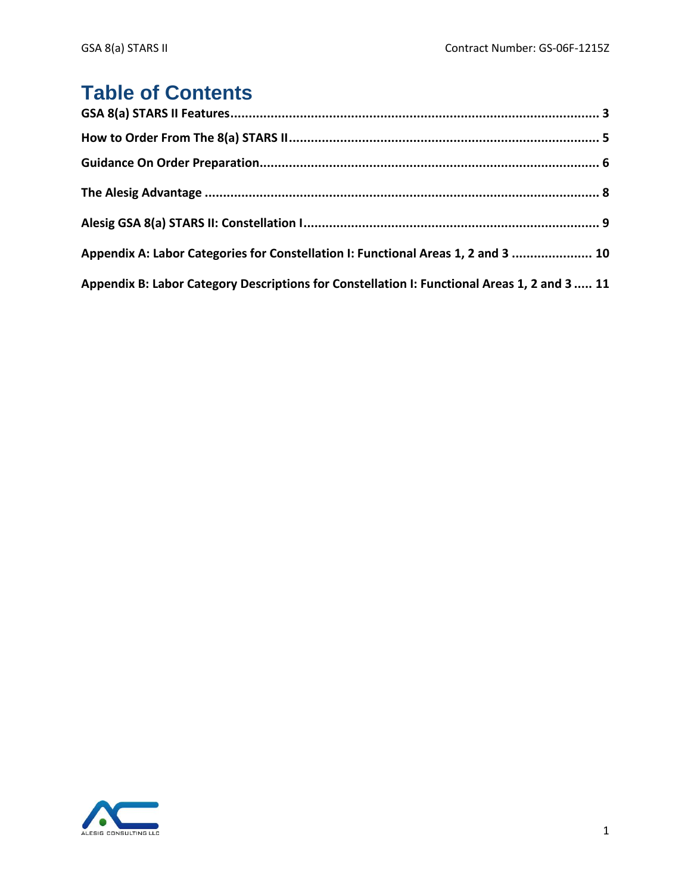# Table of Contents

**GSA 8(a) STARS II Features** ........................................ 3

**How to Order From The 8(a) STARS II** ........................................ 5

**Guidance On Order Preparation** ........................................ 6

**The Alesig Advantage** ........................................ 8

**Alesig GSA 8(a) STARS II: Constellation I** ........................................ 9

**Appendix A: Labor Categories for Constellation I: Functional Areas 1, 2 and 3** ........................................ 10

**Appendix B: Labor Category Descriptions for Constellation I: Functional Areas 1, 2 and 3** ..... 11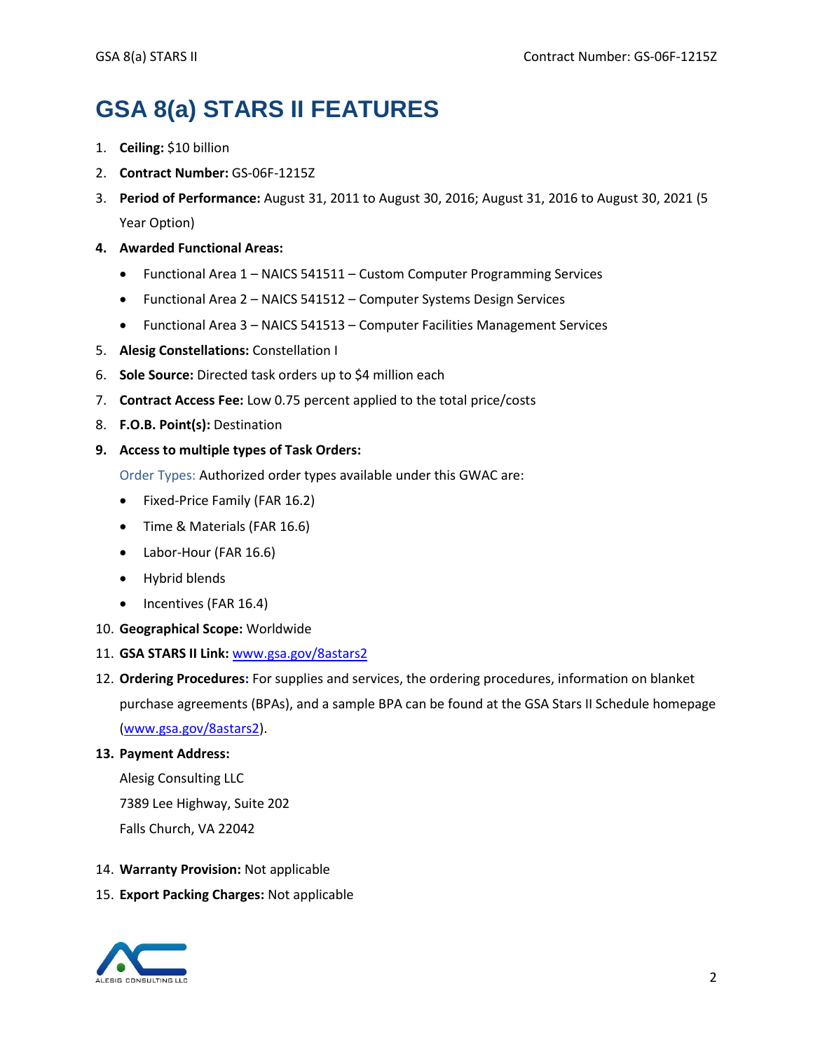# GSA 8(a) STARS II FEATURES

1. **Ceiling:** $10 billion
2. **Contract Number:** GS-06F-1215Z
3. **Period of Performance:** August 31, 2011 to August 30, 2016; August 31, 2016 to August 30, 2021 (5 Year Option)
4. **Awarded Functional Areas:**
   - Functional Area 1 – NAICS 541511 – Custom Computer Programming Services
   - Functional Area 2 – NAICS 541512 – Computer Systems Design Services
   - Functional Area 3 – NAICS 541513 – Computer Facilities Management Services
5. **Alesig Constellations:** Constellation I
6. **Sole Source:** Directed task orders up to $4 million each
7. **Contract Access Fee:** Low 0.75 percent applied to the total price/costs
8. **F.O.B. Point(s):** Destination
9. **Access to multiple types of Task Orders:**

   Order Types: Authorized order types available under this GWAC are:
   - Fixed-Price Family (FAR 16.2)
   - Time & Materials (FAR 16.6)
   - Labor-Hour (FAR 16.6)
   - Hybrid blends
   - Incentives (FAR 16.4)
10. **Geographical Scope:** Worldwide
11. **GSA STARS II Link:** [www.gsa.gov/8astars2](www.gsa.gov/8astars2)
12. **Ordering Procedures:** For supplies and services, the ordering procedures, information on blanket purchase agreements (BPAs), and a sample BPA can be found at the GSA Stars II Schedule homepage ([www.gsa.gov/8astars2](www.gsa.gov/8astars2)).
13. **Payment Address:**

    Alesig Consulting LLC
    7389 Lee Highway, Suite 202
    Falls Church, VA 22042
14. **Warranty Provision:** Not applicable
15. **Export Packing Charges:** Not applicable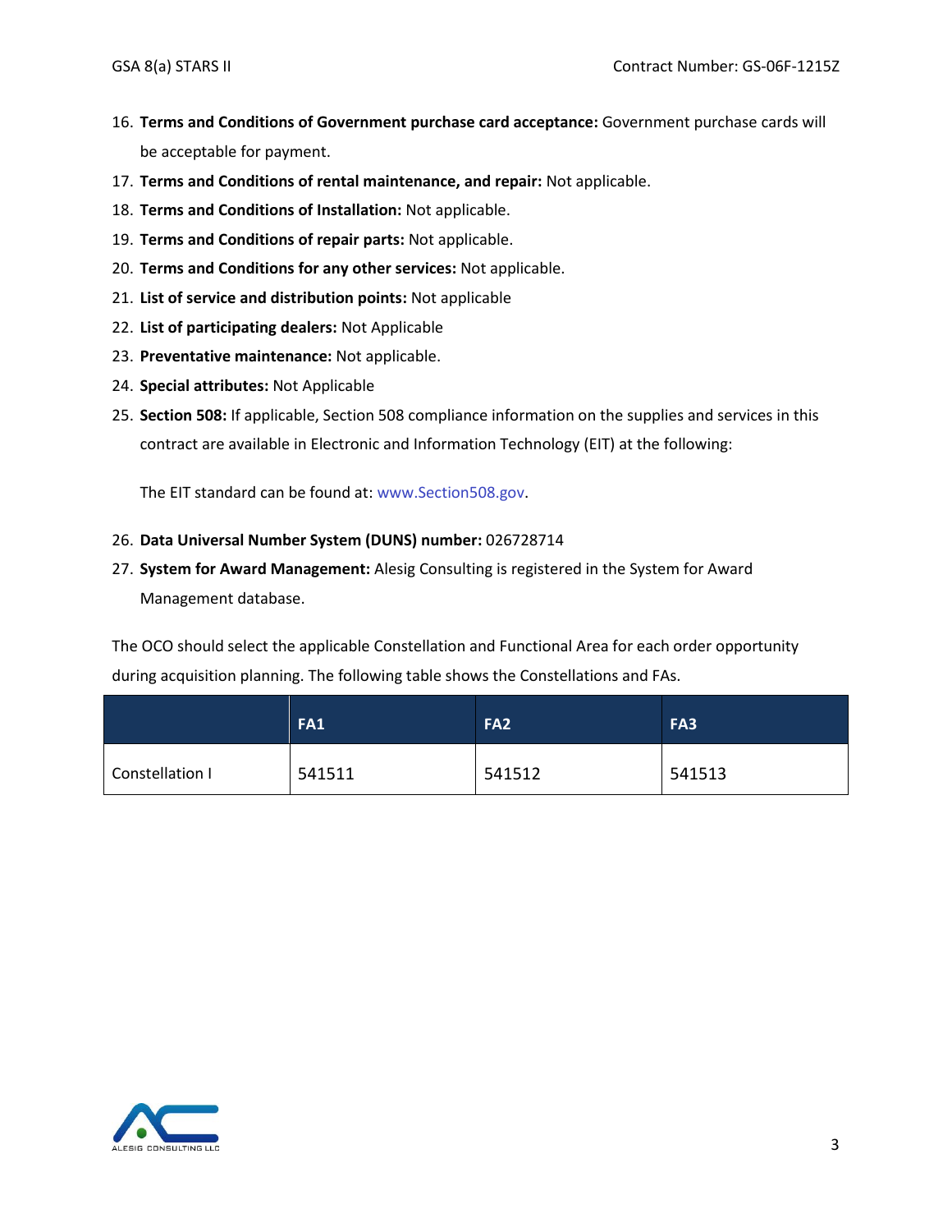16. **Terms and Conditions of Government purchase card acceptance:** Government purchase cards will be acceptable for payment.
17. **Terms and Conditions of rental maintenance, and repair:** Not applicable.
18. **Terms and Conditions of Installation:** Not applicable.
19. **Terms and Conditions of repair parts:** Not applicable.
20. **Terms and Conditions for any other services:** Not applicable.
21. **List of service and distribution points:** Not applicable
22. **List of participating dealers:** Not Applicable
23. **Preventative maintenance:** Not applicable.
24. **Special attributes:** Not Applicable
25. **Section 508:** If applicable, Section 508 compliance information on the supplies and services in this contract are available in Electronic and Information Technology (EIT) at the following:

    The EIT standard can be found at: www.Section508.gov.

26. **Data Universal Number System (DUNS) number:** 026728714
27. **System for Award Management:** Alesig Consulting is registered in the System for Award Management database.

The OCO should select the applicable Constellation and Functional Area for each order opportunity during acquisition planning. The following table shows the Constellations and FAs.

| | FA1 | FA2 | FA3 |
|---|---|---|---|
| Constellation I | 541511 | 541512 | 541513 |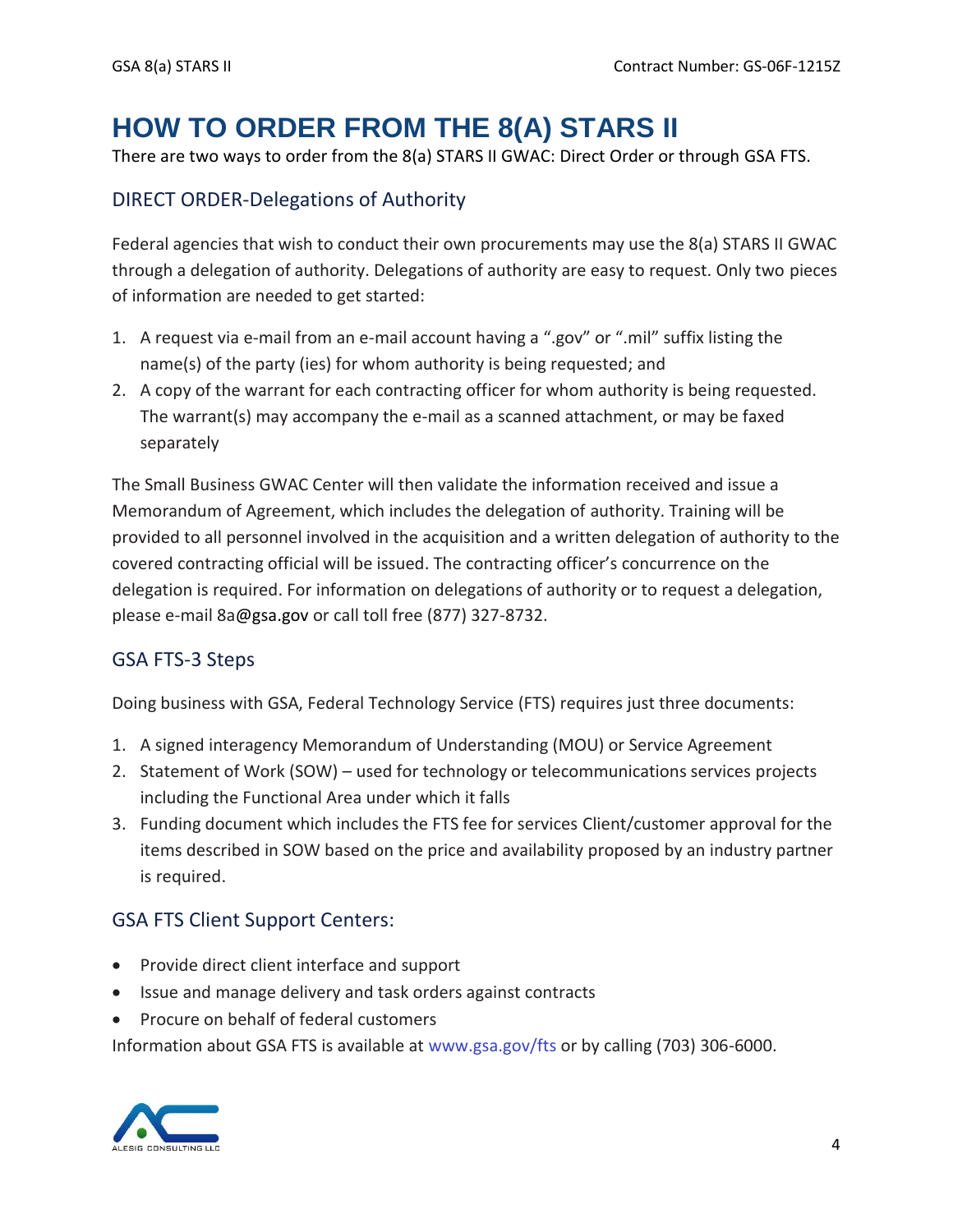# HOW TO ORDER FROM THE 8(A) STARS II

There are two ways to order from the 8(a) STARS II GWAC: Direct Order or through GSA FTS.

## DIRECT ORDER-Delegations of Authority

Federal agencies that wish to conduct their own procurements may use the 8(a) STARS II GWAC through a delegation of authority. Delegations of authority are easy to request. Only two pieces of information are needed to get started:

1. A request via e-mail from an e-mail account having a ".gov" or ".mil" suffix listing the name(s) of the party (ies) for whom authority is being requested; and
2. A copy of the warrant for each contracting officer for whom authority is being requested. The warrant(s) may accompany the e-mail as a scanned attachment, or may be faxed separately

The Small Business GWAC Center will then validate the information received and issue a Memorandum of Agreement, which includes the delegation of authority. Training will be provided to all personnel involved in the acquisition and a written delegation of authority to the covered contracting official will be issued. The contracting officer's concurrence on the delegation is required. For information on delegations of authority or to request a delegation, please e-mail 8a@gsa.gov or call toll free (877) 327-8732.

## GSA FTS-3 Steps

Doing business with GSA, Federal Technology Service (FTS) requires just three documents:

1. A signed interagency Memorandum of Understanding (MOU) or Service Agreement
2. Statement of Work (SOW) – used for technology or telecommunications services projects including the Functional Area under which it falls
3. Funding document which includes the FTS fee for services Client/customer approval for the items described in SOW based on the price and availability proposed by an industry partner is required.

## GSA FTS Client Support Centers:

- Provide direct client interface and support
- Issue and manage delivery and task orders against contracts
- Procure on behalf of federal customers

Information about GSA FTS is available at www.gsa.gov/fts or by calling (703) 306-6000.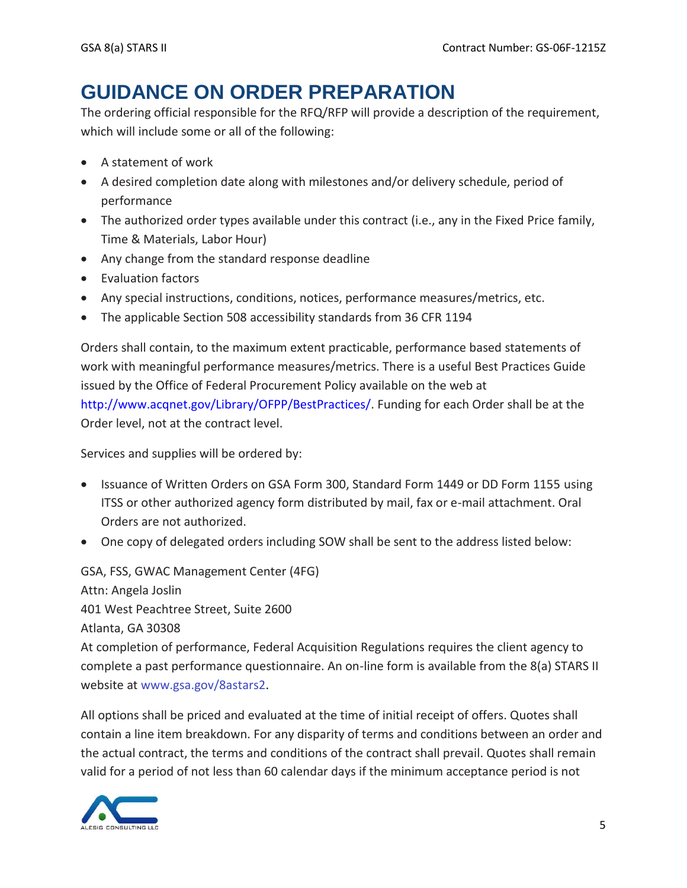# GUIDANCE ON ORDER PREPARATION

The ordering official responsible for the RFQ/RFP will provide a description of the requirement, which will include some or all of the following:

- A statement of work
- A desired completion date along with milestones and/or delivery schedule, period of performance
- The authorized order types available under this contract (i.e., any in the Fixed Price family, Time & Materials, Labor Hour)
- Any change from the standard response deadline
- Evaluation factors
- Any special instructions, conditions, notices, performance measures/metrics, etc.
- The applicable Section 508 accessibility standards from 36 CFR 1194

Orders shall contain, to the maximum extent practicable, performance based statements of work with meaningful performance measures/metrics. There is a useful Best Practices Guide issued by the Office of Federal Procurement Policy available on the web at http://www.acqnet.gov/Library/OFPP/BestPractices/. Funding for each Order shall be at the Order level, not at the contract level.

Services and supplies will be ordered by:

- Issuance of Written Orders on GSA Form 300, Standard Form 1449 or DD Form 1155 using ITSS or other authorized agency form distributed by mail, fax or e-mail attachment. Oral Orders are not authorized.
- One copy of delegated orders including SOW shall be sent to the address listed below:

GSA, FSS, GWAC Management Center (4FG)
Attn: Angela Joslin
401 West Peachtree Street, Suite 2600
Atlanta, GA 30308

At completion of performance, Federal Acquisition Regulations requires the client agency to complete a past performance questionnaire. An on-line form is available from the 8(a) STARS II website at www.gsa.gov/8astars2.

All options shall be priced and evaluated at the time of initial receipt of offers. Quotes shall contain a line item breakdown. For any disparity of terms and conditions between an order and the actual contract, the terms and conditions of the contract shall prevail. Quotes shall remain valid for a period of not less than 60 calendar days if the minimum acceptance period is not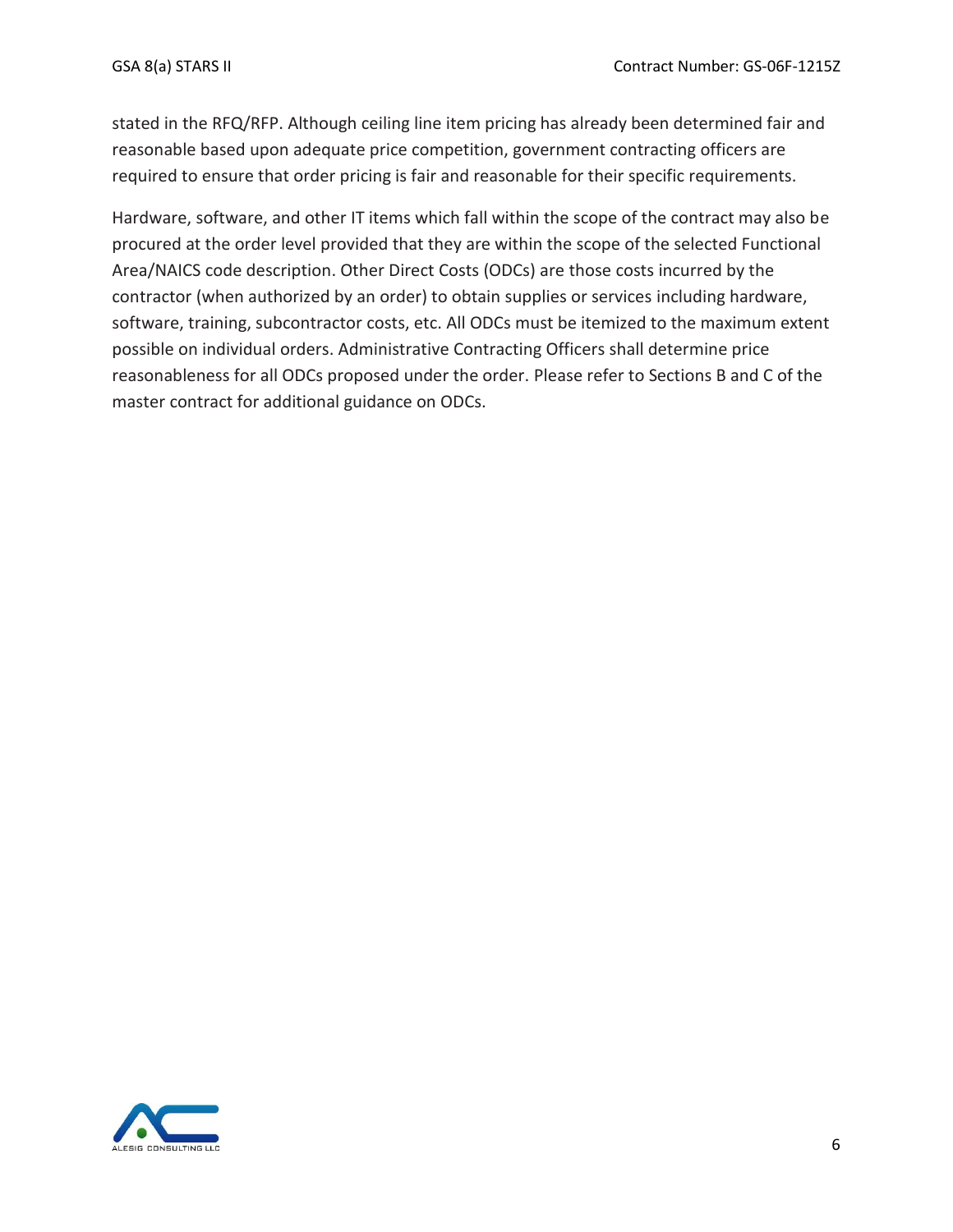stated in the RFQ/RFP. Although ceiling line item pricing has already been determined fair and reasonable based upon adequate price competition, government contracting officers are required to ensure that order pricing is fair and reasonable for their specific requirements.

Hardware, software, and other IT items which fall within the scope of the contract may also be procured at the order level provided that they are within the scope of the selected Functional Area/NAICS code description. Other Direct Costs (ODCs) are those costs incurred by the contractor (when authorized by an order) to obtain supplies or services including hardware, software, training, subcontractor costs, etc. All ODCs must be itemized to the maximum extent possible on individual orders. Administrative Contracting Officers shall determine price reasonableness for all ODCs proposed under the order. Please refer to Sections B and C of the master contract for additional guidance on ODCs.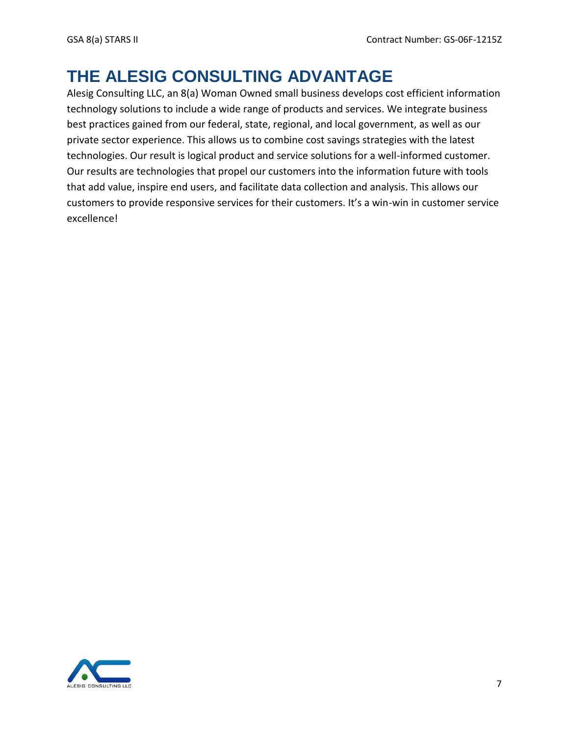# THE ALESIG CONSULTING ADVANTAGE

Alesig Consulting LLC, an 8(a) Woman Owned small business develops cost efficient information technology solutions to include a wide range of products and services. We integrate business best practices gained from our federal, state, regional, and local government, as well as our private sector experience. This allows us to combine cost savings strategies with the latest technologies. Our result is logical product and service solutions for a well-informed customer. Our results are technologies that propel our customers into the information future with tools that add value, inspire end users, and facilitate data collection and analysis. This allows our customers to provide responsive services for their customers. It's a win-win in customer service excellence!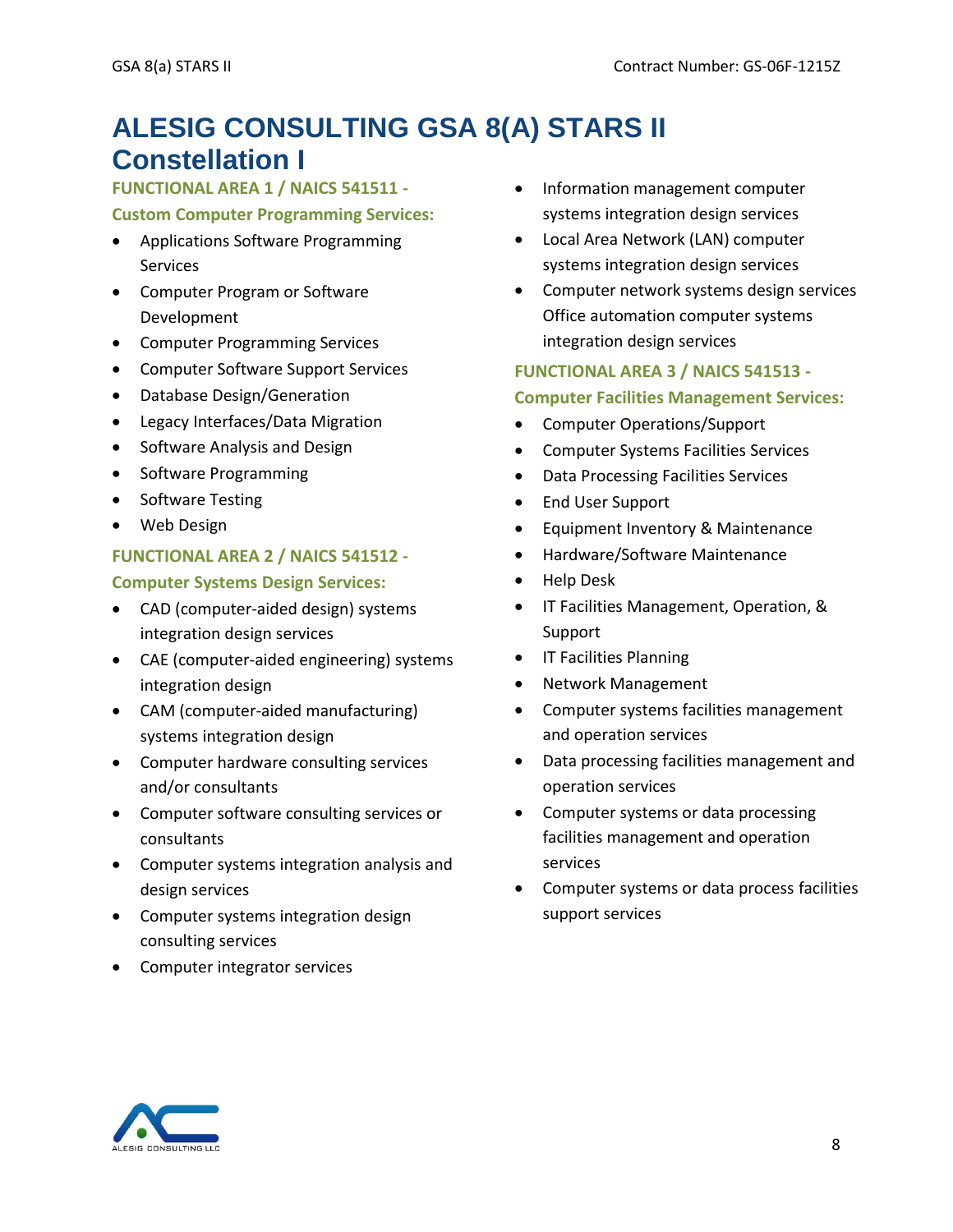# ALESIG CONSULTING GSA 8(A) STARS II Constellation I

### FUNCTIONAL AREA 1 / NAICS 541511 - Custom Computer Programming Services:

- Applications Software Programming Services
- Computer Program or Software Development
- Computer Programming Services
- Computer Software Support Services
- Database Design/Generation
- Legacy Interfaces/Data Migration
- Software Analysis and Design
- Software Programming
- Software Testing
- Web Design

### FUNCTIONAL AREA 2 / NAICS 541512 - Computer Systems Design Services:

- CAD (computer-aided design) systems integration design services
- CAE (computer-aided engineering) systems integration design
- CAM (computer-aided manufacturing) systems integration design
- Computer hardware consulting services and/or consultants
- Computer software consulting services or consultants
- Computer systems integration analysis and design services
- Computer systems integration design consulting services
- Computer integrator services
- Information management computer systems integration design services
- Local Area Network (LAN) computer systems integration design services
- Computer network systems design services Office automation computer systems integration design services

### FUNCTIONAL AREA 3 / NAICS 541513 - Computer Facilities Management Services:

- Computer Operations/Support
- Computer Systems Facilities Services
- Data Processing Facilities Services
- End User Support
- Equipment Inventory & Maintenance
- Hardware/Software Maintenance
- Help Desk
- IT Facilities Management, Operation, & Support
- IT Facilities Planning
- Network Management
- Computer systems facilities management and operation services
- Data processing facilities management and operation services
- Computer systems or data processing facilities management and operation services
- Computer systems or data process facilities support services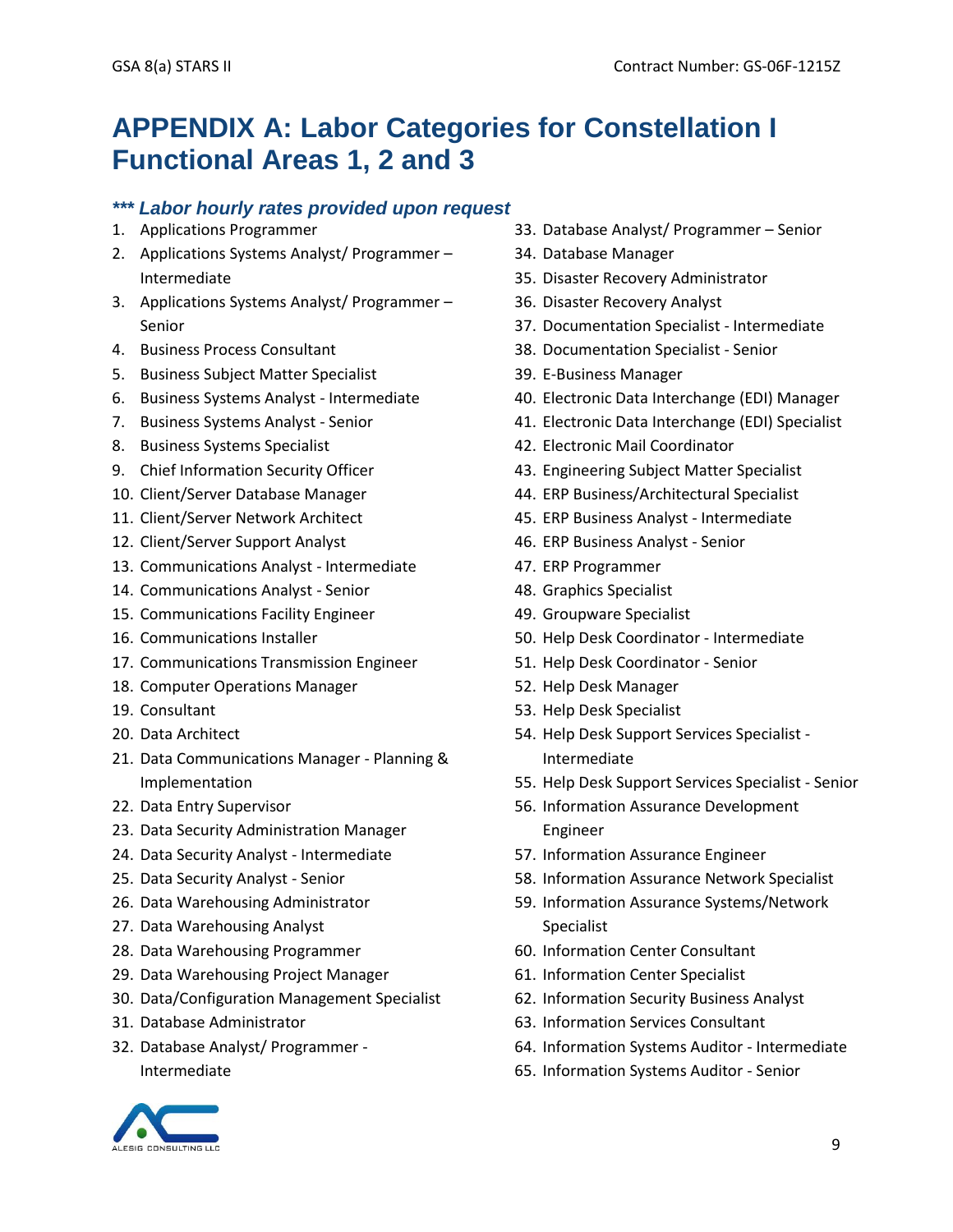# APPENDIX A: Labor Categories for Constellation I Functional Areas 1, 2 and 3

***\*\*\* Labor hourly rates provided upon request***

1. Applications Programmer
2. Applications Systems Analyst/ Programmer – Intermediate
3. Applications Systems Analyst/ Programmer – Senior
4. Business Process Consultant
5. Business Subject Matter Specialist
6. Business Systems Analyst - Intermediate
7. Business Systems Analyst - Senior
8. Business Systems Specialist
9. Chief Information Security Officer
10. Client/Server Database Manager
11. Client/Server Network Architect
12. Client/Server Support Analyst
13. Communications Analyst - Intermediate
14. Communications Analyst - Senior
15. Communications Facility Engineer
16. Communications Installer
17. Communications Transmission Engineer
18. Computer Operations Manager
19. Consultant
20. Data Architect
21. Data Communications Manager - Planning & Implementation
22. Data Entry Supervisor
23. Data Security Administration Manager
24. Data Security Analyst - Intermediate
25. Data Security Analyst - Senior
26. Data Warehousing Administrator
27. Data Warehousing Analyst
28. Data Warehousing Programmer
29. Data Warehousing Project Manager
30. Data/Configuration Management Specialist
31. Database Administrator
32. Database Analyst/ Programmer - Intermediate
33. Database Analyst/ Programmer – Senior
34. Database Manager
35. Disaster Recovery Administrator
36. Disaster Recovery Analyst
37. Documentation Specialist - Intermediate
38. Documentation Specialist - Senior
39. E-Business Manager
40. Electronic Data Interchange (EDI) Manager
41. Electronic Data Interchange (EDI) Specialist
42. Electronic Mail Coordinator
43. Engineering Subject Matter Specialist
44. ERP Business/Architectural Specialist
45. ERP Business Analyst - Intermediate
46. ERP Business Analyst - Senior
47. ERP Programmer
48. Graphics Specialist
49. Groupware Specialist
50. Help Desk Coordinator - Intermediate
51. Help Desk Coordinator - Senior
52. Help Desk Manager
53. Help Desk Specialist
54. Help Desk Support Services Specialist - Intermediate
55. Help Desk Support Services Specialist - Senior
56. Information Assurance Development Engineer
57. Information Assurance Engineer
58. Information Assurance Network Specialist
59. Information Assurance Systems/Network Specialist
60. Information Center Consultant
61. Information Center Specialist
62. Information Security Business Analyst
63. Information Services Consultant
64. Information Systems Auditor - Intermediate
65. Information Systems Auditor - Senior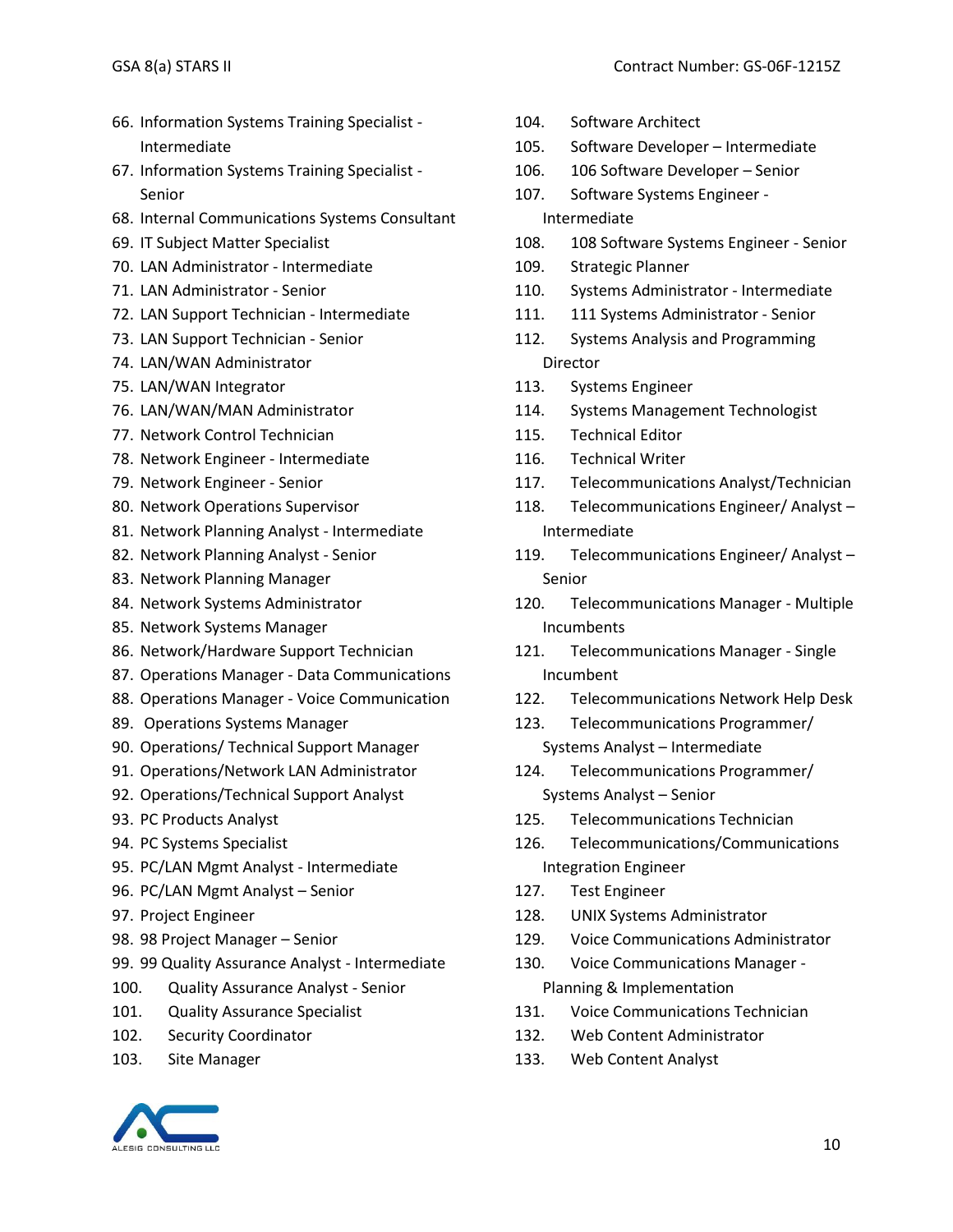66. Information Systems Training Specialist - Intermediate
67. Information Systems Training Specialist - Senior
68. Internal Communications Systems Consultant
69. IT Subject Matter Specialist
70. LAN Administrator - Intermediate
71. LAN Administrator - Senior
72. LAN Support Technician - Intermediate
73. LAN Support Technician - Senior
74. LAN/WAN Administrator
75. LAN/WAN Integrator
76. LAN/WAN/MAN Administrator
77. Network Control Technician
78. Network Engineer - Intermediate
79. Network Engineer - Senior
80. Network Operations Supervisor
81. Network Planning Analyst - Intermediate
82. Network Planning Analyst - Senior
83. Network Planning Manager
84. Network Systems Administrator
85. Network Systems Manager
86. Network/Hardware Support Technician
87. Operations Manager - Data Communications
88. Operations Manager - Voice Communication
89. Operations Systems Manager
90. Operations/ Technical Support Manager
91. Operations/Network LAN Administrator
92. Operations/Technical Support Analyst
93. PC Products Analyst
94. PC Systems Specialist
95. PC/LAN Mgmt Analyst - Intermediate
96. PC/LAN Mgmt Analyst – Senior
97. Project Engineer
98. 98 Project Manager – Senior
99. 99 Quality Assurance Analyst - Intermediate
100. Quality Assurance Analyst - Senior
101. Quality Assurance Specialist
102. Security Coordinator
103. Site Manager
104. Software Architect
105. Software Developer – Intermediate
106. 106 Software Developer – Senior
107. Software Systems Engineer - Intermediate
108. 108 Software Systems Engineer - Senior
109. Strategic Planner
110. Systems Administrator - Intermediate
111. 111 Systems Administrator - Senior
112. Systems Analysis and Programming Director
113. Systems Engineer
114. Systems Management Technologist
115. Technical Editor
116. Technical Writer
117. Telecommunications Analyst/Technician
118. Telecommunications Engineer/ Analyst – Intermediate
119. Telecommunications Engineer/ Analyst – Senior
120. Telecommunications Manager - Multiple Incumbents
121. Telecommunications Manager - Single Incumbent
122. Telecommunications Network Help Desk
123. Telecommunications Programmer/ Systems Analyst – Intermediate
124. Telecommunications Programmer/ Systems Analyst – Senior
125. Telecommunications Technician
126. Telecommunications/Communications Integration Engineer
127. Test Engineer
128. UNIX Systems Administrator
129. Voice Communications Administrator
130. Voice Communications Manager - Planning & Implementation
131. Voice Communications Technician
132. Web Content Administrator
133. Web Content Analyst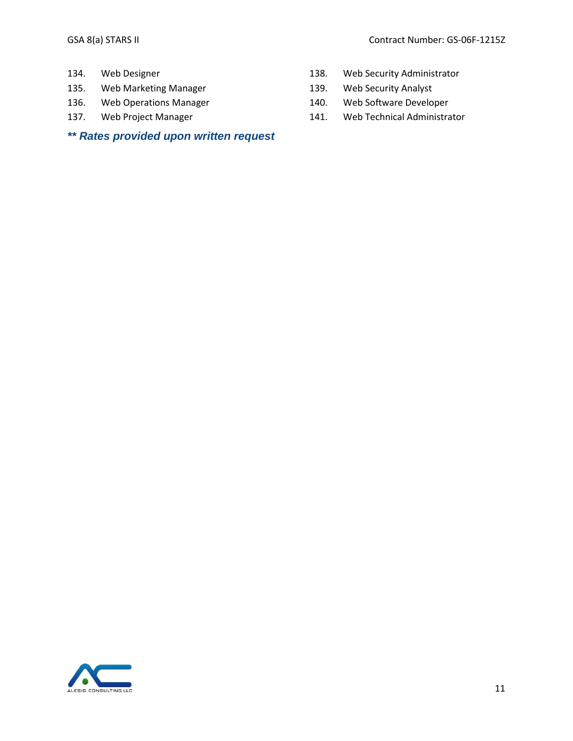134. Web Designer
135. Web Marketing Manager
136. Web Operations Manager
137. Web Project Manager
138. Web Security Administrator
139. Web Security Analyst
140. Web Software Developer
141. Web Technical Administrator

***\*\* Rates provided upon written request***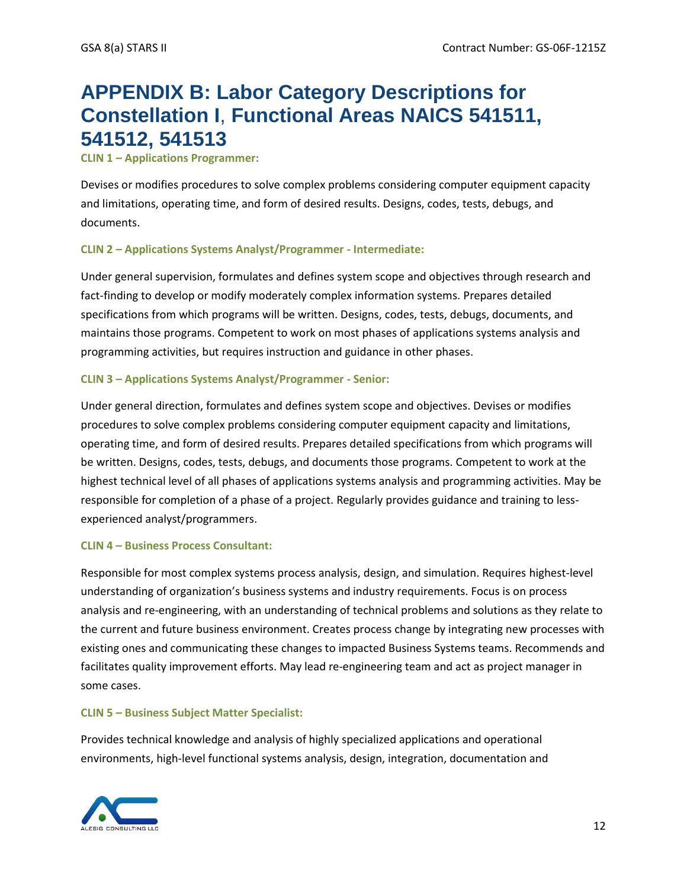# APPENDIX B: Labor Category Descriptions for Constellation I, Functional Areas NAICS 541511, 541512, 541513

### CLIN 1 – Applications Programmer:

Devises or modifies procedures to solve complex problems considering computer equipment capacity and limitations, operating time, and form of desired results. Designs, codes, tests, debugs, and documents.

### CLIN 2 – Applications Systems Analyst/Programmer - Intermediate:

Under general supervision, formulates and defines system scope and objectives through research and fact-finding to develop or modify moderately complex information systems. Prepares detailed specifications from which programs will be written. Designs, codes, tests, debugs, documents, and maintains those programs. Competent to work on most phases of applications systems analysis and programming activities, but requires instruction and guidance in other phases.

### CLIN 3 – Applications Systems Analyst/Programmer - Senior:

Under general direction, formulates and defines system scope and objectives. Devises or modifies procedures to solve complex problems considering computer equipment capacity and limitations, operating time, and form of desired results. Prepares detailed specifications from which programs will be written. Designs, codes, tests, debugs, and documents those programs. Competent to work at the highest technical level of all phases of applications systems analysis and programming activities. May be responsible for completion of a phase of a project. Regularly provides guidance and training to less-experienced analyst/programmers.

### CLIN 4 – Business Process Consultant:

Responsible for most complex systems process analysis, design, and simulation. Requires highest-level understanding of organization's business systems and industry requirements. Focus is on process analysis and re-engineering, with an understanding of technical problems and solutions as they relate to the current and future business environment. Creates process change by integrating new processes with existing ones and communicating these changes to impacted Business Systems teams. Recommends and facilitates quality improvement efforts. May lead re-engineering team and act as project manager in some cases.

### CLIN 5 – Business Subject Matter Specialist:

Provides technical knowledge and analysis of highly specialized applications and operational environments, high-level functional systems analysis, design, integration, documentation and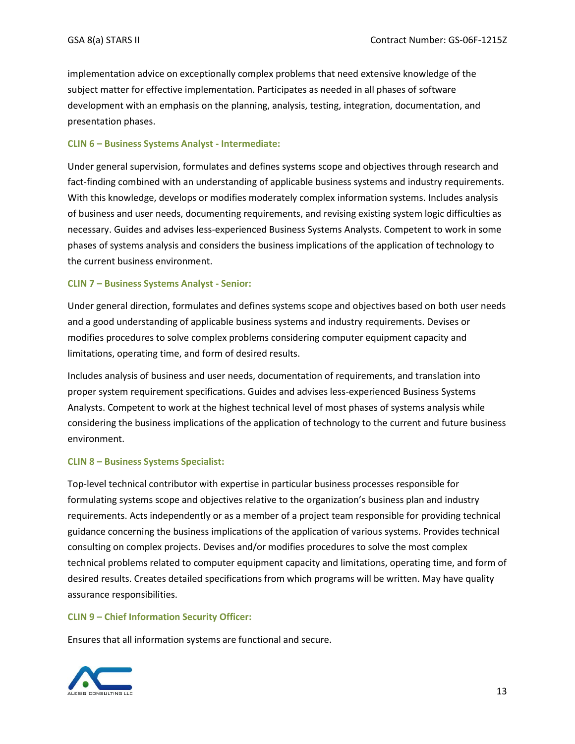implementation advice on exceptionally complex problems that need extensive knowledge of the subject matter for effective implementation. Participates as needed in all phases of software development with an emphasis on the planning, analysis, testing, integration, documentation, and presentation phases.

### CLIN 6 – Business Systems Analyst - Intermediate:

Under general supervision, formulates and defines systems scope and objectives through research and fact-finding combined with an understanding of applicable business systems and industry requirements. With this knowledge, develops or modifies moderately complex information systems. Includes analysis of business and user needs, documenting requirements, and revising existing system logic difficulties as necessary. Guides and advises less-experienced Business Systems Analysts. Competent to work in some phases of systems analysis and considers the business implications of the application of technology to the current business environment.

### CLIN 7 – Business Systems Analyst - Senior:

Under general direction, formulates and defines systems scope and objectives based on both user needs and a good understanding of applicable business systems and industry requirements. Devises or modifies procedures to solve complex problems considering computer equipment capacity and limitations, operating time, and form of desired results.

Includes analysis of business and user needs, documentation of requirements, and translation into proper system requirement specifications. Guides and advises less-experienced Business Systems Analysts. Competent to work at the highest technical level of most phases of systems analysis while considering the business implications of the application of technology to the current and future business environment.

### CLIN 8 – Business Systems Specialist:

Top-level technical contributor with expertise in particular business processes responsible for formulating systems scope and objectives relative to the organization's business plan and industry requirements. Acts independently or as a member of a project team responsible for providing technical guidance concerning the business implications of the application of various systems. Provides technical consulting on complex projects. Devises and/or modifies procedures to solve the most complex technical problems related to computer equipment capacity and limitations, operating time, and form of desired results. Creates detailed specifications from which programs will be written. May have quality assurance responsibilities.

### CLIN 9 – Chief Information Security Officer:

Ensures that all information systems are functional and secure.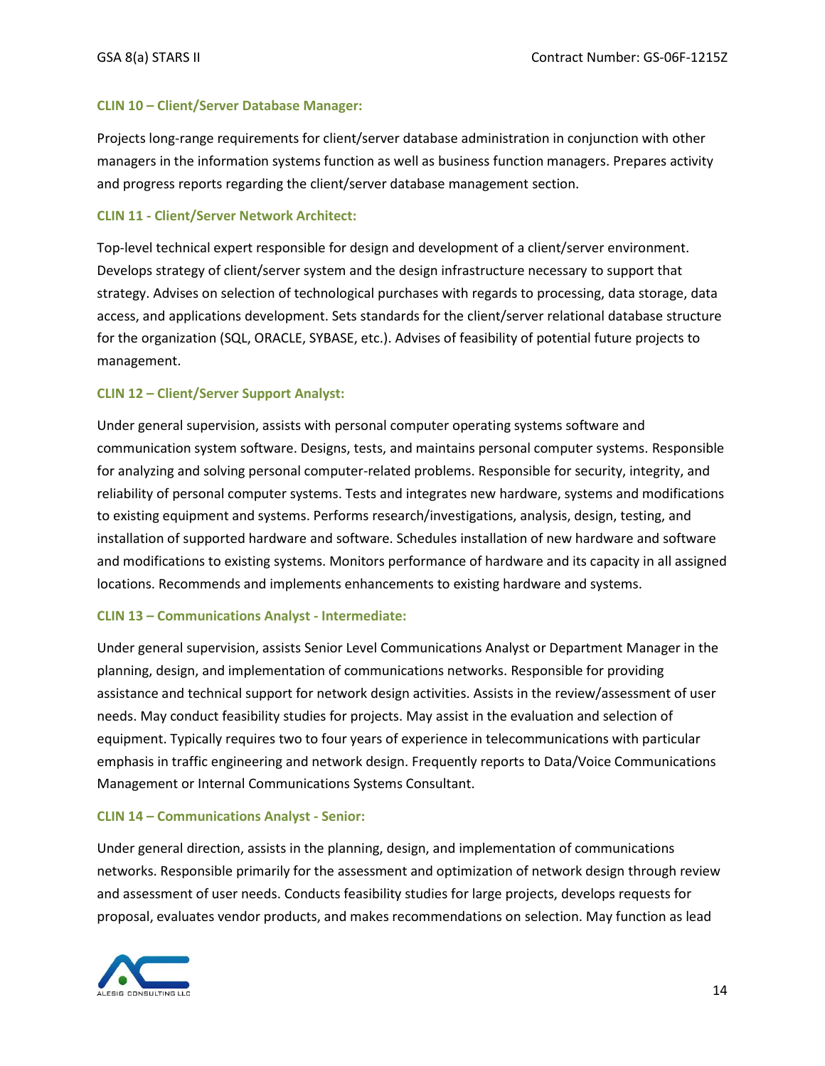### CLIN 10 – Client/Server Database Manager:

Projects long-range requirements for client/server database administration in conjunction with other managers in the information systems function as well as business function managers. Prepares activity and progress reports regarding the client/server database management section.

### CLIN 11 - Client/Server Network Architect:

Top-level technical expert responsible for design and development of a client/server environment. Develops strategy of client/server system and the design infrastructure necessary to support that strategy. Advises on selection of technological purchases with regards to processing, data storage, data access, and applications development. Sets standards for the client/server relational database structure for the organization (SQL, ORACLE, SYBASE, etc.). Advises of feasibility of potential future projects to management.

### CLIN 12 – Client/Server Support Analyst:

Under general supervision, assists with personal computer operating systems software and communication system software. Designs, tests, and maintains personal computer systems. Responsible for analyzing and solving personal computer-related problems. Responsible for security, integrity, and reliability of personal computer systems. Tests and integrates new hardware, systems and modifications to existing equipment and systems. Performs research/investigations, analysis, design, testing, and installation of supported hardware and software. Schedules installation of new hardware and software and modifications to existing systems. Monitors performance of hardware and its capacity in all assigned locations. Recommends and implements enhancements to existing hardware and systems.

### CLIN 13 – Communications Analyst - Intermediate:

Under general supervision, assists Senior Level Communications Analyst or Department Manager in the planning, design, and implementation of communications networks. Responsible for providing assistance and technical support for network design activities. Assists in the review/assessment of user needs. May conduct feasibility studies for projects. May assist in the evaluation and selection of equipment. Typically requires two to four years of experience in telecommunications with particular emphasis in traffic engineering and network design. Frequently reports to Data/Voice Communications Management or Internal Communications Systems Consultant.

### CLIN 14 – Communications Analyst - Senior:

Under general direction, assists in the planning, design, and implementation of communications networks. Responsible primarily for the assessment and optimization of network design through review and assessment of user needs. Conducts feasibility studies for large projects, develops requests for proposal, evaluates vendor products, and makes recommendations on selection. May function as lead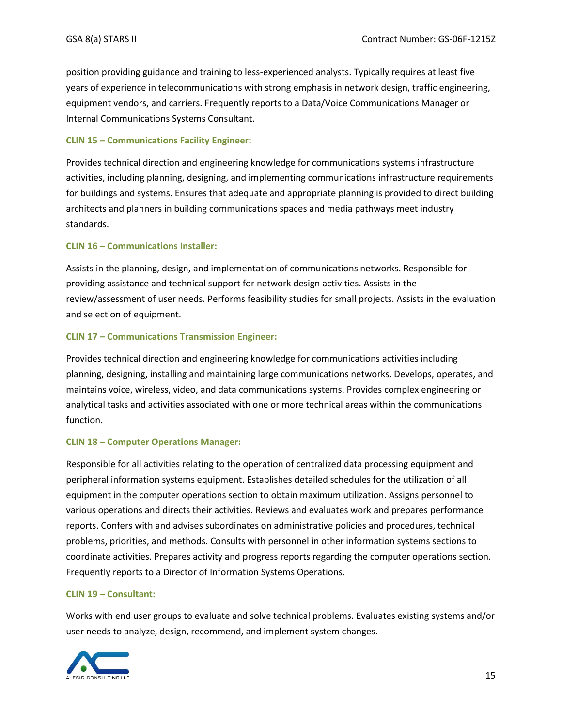position providing guidance and training to less-experienced analysts. Typically requires at least five years of experience in telecommunications with strong emphasis in network design, traffic engineering, equipment vendors, and carriers. Frequently reports to a Data/Voice Communications Manager or Internal Communications Systems Consultant.

### CLIN 15 – Communications Facility Engineer:

Provides technical direction and engineering knowledge for communications systems infrastructure activities, including planning, designing, and implementing communications infrastructure requirements for buildings and systems. Ensures that adequate and appropriate planning is provided to direct building architects and planners in building communications spaces and media pathways meet industry standards.

### CLIN 16 – Communications Installer:

Assists in the planning, design, and implementation of communications networks. Responsible for providing assistance and technical support for network design activities. Assists in the review/assessment of user needs. Performs feasibility studies for small projects. Assists in the evaluation and selection of equipment.

### CLIN 17 – Communications Transmission Engineer:

Provides technical direction and engineering knowledge for communications activities including planning, designing, installing and maintaining large communications networks. Develops, operates, and maintains voice, wireless, video, and data communications systems. Provides complex engineering or analytical tasks and activities associated with one or more technical areas within the communications function.

### CLIN 18 – Computer Operations Manager:

Responsible for all activities relating to the operation of centralized data processing equipment and peripheral information systems equipment. Establishes detailed schedules for the utilization of all equipment in the computer operations section to obtain maximum utilization. Assigns personnel to various operations and directs their activities. Reviews and evaluates work and prepares performance reports. Confers with and advises subordinates on administrative policies and procedures, technical problems, priorities, and methods. Consults with personnel in other information systems sections to coordinate activities. Prepares activity and progress reports regarding the computer operations section. Frequently reports to a Director of Information Systems Operations.

### CLIN 19 – Consultant:

Works with end user groups to evaluate and solve technical problems. Evaluates existing systems and/or user needs to analyze, design, recommend, and implement system changes.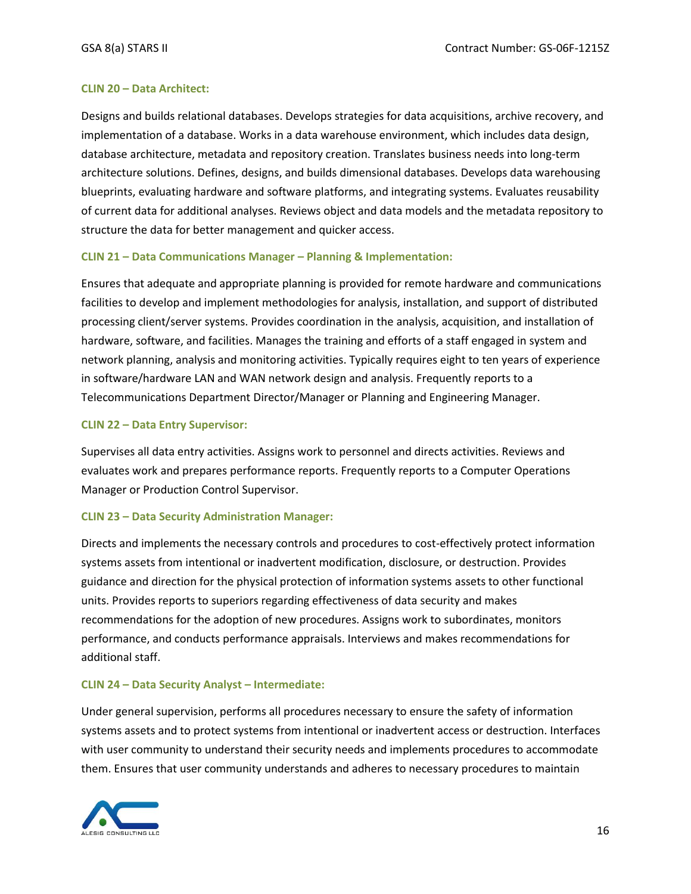### CLIN 20 – Data Architect:

Designs and builds relational databases. Develops strategies for data acquisitions, archive recovery, and implementation of a database. Works in a data warehouse environment, which includes data design, database architecture, metadata and repository creation. Translates business needs into long-term architecture solutions. Defines, designs, and builds dimensional databases. Develops data warehousing blueprints, evaluating hardware and software platforms, and integrating systems. Evaluates reusability of current data for additional analyses. Reviews object and data models and the metadata repository to structure the data for better management and quicker access.

### CLIN 21 – Data Communications Manager – Planning & Implementation:

Ensures that adequate and appropriate planning is provided for remote hardware and communications facilities to develop and implement methodologies for analysis, installation, and support of distributed processing client/server systems. Provides coordination in the analysis, acquisition, and installation of hardware, software, and facilities. Manages the training and efforts of a staff engaged in system and network planning, analysis and monitoring activities. Typically requires eight to ten years of experience in software/hardware LAN and WAN network design and analysis. Frequently reports to a Telecommunications Department Director/Manager or Planning and Engineering Manager.

### CLIN 22 – Data Entry Supervisor:

Supervises all data entry activities. Assigns work to personnel and directs activities. Reviews and evaluates work and prepares performance reports. Frequently reports to a Computer Operations Manager or Production Control Supervisor.

### CLIN 23 – Data Security Administration Manager:

Directs and implements the necessary controls and procedures to cost-effectively protect information systems assets from intentional or inadvertent modification, disclosure, or destruction. Provides guidance and direction for the physical protection of information systems assets to other functional units. Provides reports to superiors regarding effectiveness of data security and makes recommendations for the adoption of new procedures. Assigns work to subordinates, monitors performance, and conducts performance appraisals. Interviews and makes recommendations for additional staff.

### CLIN 24 – Data Security Analyst – Intermediate:

Under general supervision, performs all procedures necessary to ensure the safety of information systems assets and to protect systems from intentional or inadvertent access or destruction. Interfaces with user community to understand their security needs and implements procedures to accommodate them. Ensures that user community understands and adheres to necessary procedures to maintain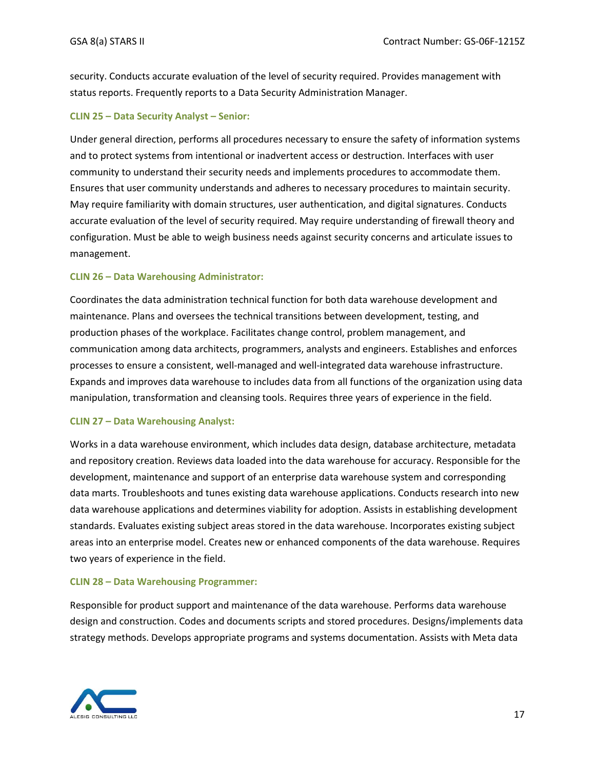security. Conducts accurate evaluation of the level of security required. Provides management with status reports. Frequently reports to a Data Security Administration Manager.

### CLIN 25 – Data Security Analyst – Senior:

Under general direction, performs all procedures necessary to ensure the safety of information systems and to protect systems from intentional or inadvertent access or destruction. Interfaces with user community to understand their security needs and implements procedures to accommodate them. Ensures that user community understands and adheres to necessary procedures to maintain security. May require familiarity with domain structures, user authentication, and digital signatures. Conducts accurate evaluation of the level of security required. May require understanding of firewall theory and configuration. Must be able to weigh business needs against security concerns and articulate issues to management.

### CLIN 26 – Data Warehousing Administrator:

Coordinates the data administration technical function for both data warehouse development and maintenance. Plans and oversees the technical transitions between development, testing, and production phases of the workplace. Facilitates change control, problem management, and communication among data architects, programmers, analysts and engineers. Establishes and enforces processes to ensure a consistent, well-managed and well-integrated data warehouse infrastructure. Expands and improves data warehouse to includes data from all functions of the organization using data manipulation, transformation and cleansing tools. Requires three years of experience in the field.

### CLIN 27 – Data Warehousing Analyst:

Works in a data warehouse environment, which includes data design, database architecture, metadata and repository creation. Reviews data loaded into the data warehouse for accuracy. Responsible for the development, maintenance and support of an enterprise data warehouse system and corresponding data marts. Troubleshoots and tunes existing data warehouse applications. Conducts research into new data warehouse applications and determines viability for adoption. Assists in establishing development standards. Evaluates existing subject areas stored in the data warehouse. Incorporates existing subject areas into an enterprise model. Creates new or enhanced components of the data warehouse. Requires two years of experience in the field.

### CLIN 28 – Data Warehousing Programmer:

Responsible for product support and maintenance of the data warehouse. Performs data warehouse design and construction. Codes and documents scripts and stored procedures. Designs/implements data strategy methods. Develops appropriate programs and systems documentation. Assists with Meta data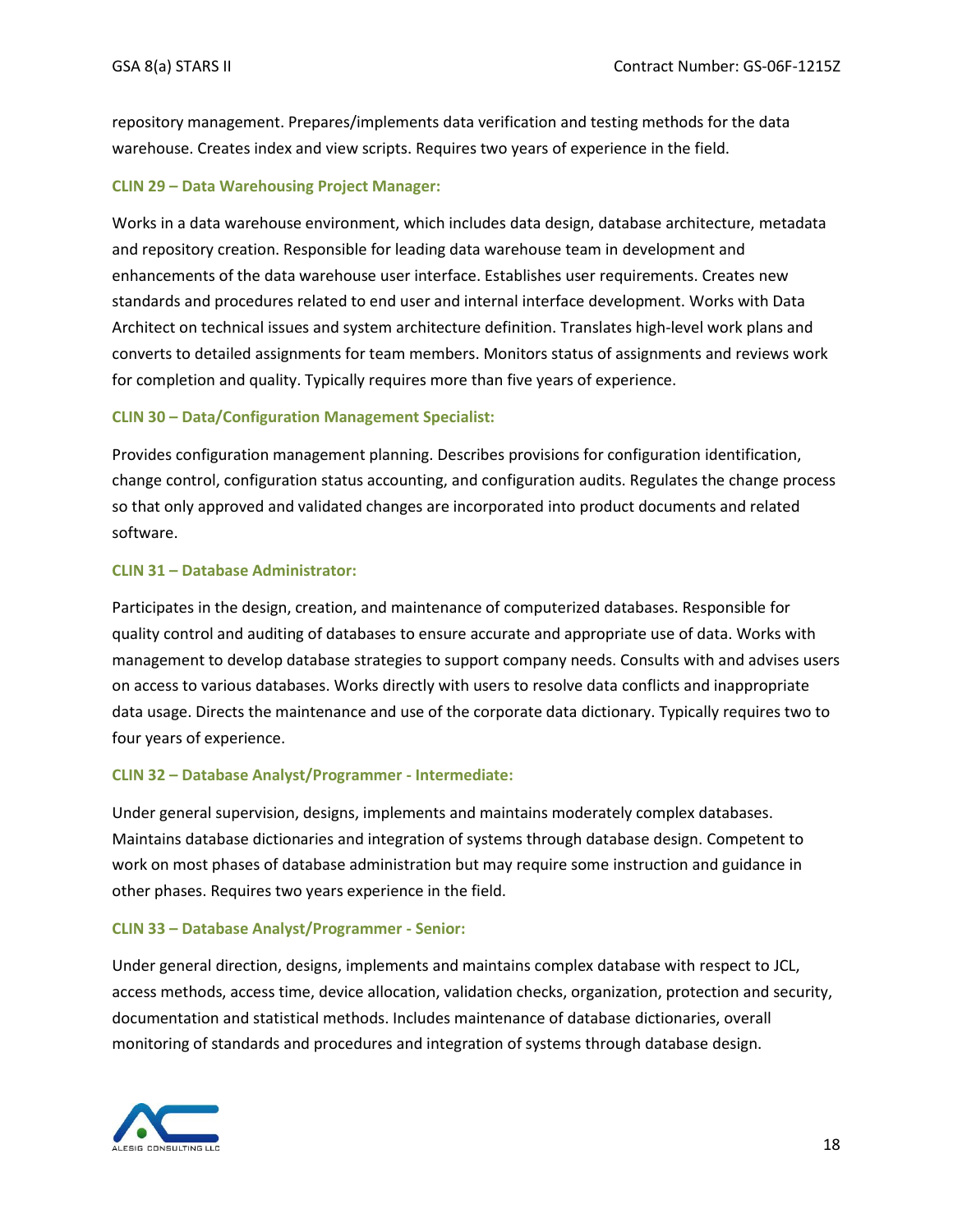repository management. Prepares/implements data verification and testing methods for the data warehouse. Creates index and view scripts. Requires two years of experience in the field.

### CLIN 29 – Data Warehousing Project Manager:

Works in a data warehouse environment, which includes data design, database architecture, metadata and repository creation. Responsible for leading data warehouse team in development and enhancements of the data warehouse user interface. Establishes user requirements. Creates new standards and procedures related to end user and internal interface development. Works with Data Architect on technical issues and system architecture definition. Translates high-level work plans and converts to detailed assignments for team members. Monitors status of assignments and reviews work for completion and quality. Typically requires more than five years of experience.

### CLIN 30 – Data/Configuration Management Specialist:

Provides configuration management planning. Describes provisions for configuration identification, change control, configuration status accounting, and configuration audits. Regulates the change process so that only approved and validated changes are incorporated into product documents and related software.

### CLIN 31 – Database Administrator:

Participates in the design, creation, and maintenance of computerized databases. Responsible for quality control and auditing of databases to ensure accurate and appropriate use of data. Works with management to develop database strategies to support company needs. Consults with and advises users on access to various databases. Works directly with users to resolve data conflicts and inappropriate data usage. Directs the maintenance and use of the corporate data dictionary. Typically requires two to four years of experience.

### CLIN 32 – Database Analyst/Programmer - Intermediate:

Under general supervision, designs, implements and maintains moderately complex databases. Maintains database dictionaries and integration of systems through database design. Competent to work on most phases of database administration but may require some instruction and guidance in other phases. Requires two years experience in the field.

### CLIN 33 – Database Analyst/Programmer - Senior:

Under general direction, designs, implements and maintains complex database with respect to JCL, access methods, access time, device allocation, validation checks, organization, protection and security, documentation and statistical methods. Includes maintenance of database dictionaries, overall monitoring of standards and procedures and integration of systems through database design.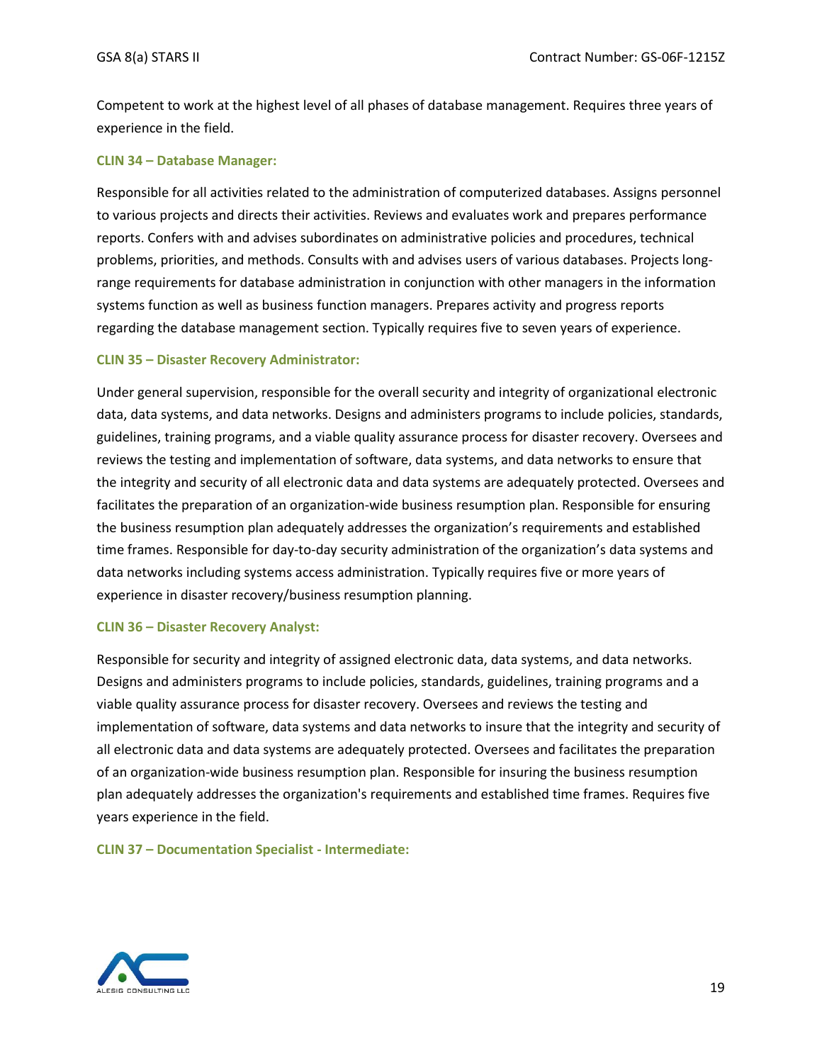Competent to work at the highest level of all phases of database management. Requires three years of experience in the field.

### CLIN 34 – Database Manager:

Responsible for all activities related to the administration of computerized databases. Assigns personnel to various projects and directs their activities. Reviews and evaluates work and prepares performance reports. Confers with and advises subordinates on administrative policies and procedures, technical problems, priorities, and methods. Consults with and advises users of various databases. Projects long-range requirements for database administration in conjunction with other managers in the information systems function as well as business function managers. Prepares activity and progress reports regarding the database management section. Typically requires five to seven years of experience.

### CLIN 35 – Disaster Recovery Administrator:

Under general supervision, responsible for the overall security and integrity of organizational electronic data, data systems, and data networks. Designs and administers programs to include policies, standards, guidelines, training programs, and a viable quality assurance process for disaster recovery. Oversees and reviews the testing and implementation of software, data systems, and data networks to ensure that the integrity and security of all electronic data and data systems are adequately protected. Oversees and facilitates the preparation of an organization-wide business resumption plan. Responsible for ensuring the business resumption plan adequately addresses the organization's requirements and established time frames. Responsible for day-to-day security administration of the organization's data systems and data networks including systems access administration. Typically requires five or more years of experience in disaster recovery/business resumption planning.

### CLIN 36 – Disaster Recovery Analyst:

Responsible for security and integrity of assigned electronic data, data systems, and data networks. Designs and administers programs to include policies, standards, guidelines, training programs and a viable quality assurance process for disaster recovery. Oversees and reviews the testing and implementation of software, data systems and data networks to insure that the integrity and security of all electronic data and data systems are adequately protected. Oversees and facilitates the preparation of an organization-wide business resumption plan. Responsible for insuring the business resumption plan adequately addresses the organization's requirements and established time frames. Requires five years experience in the field.

### CLIN 37 – Documentation Specialist - Intermediate: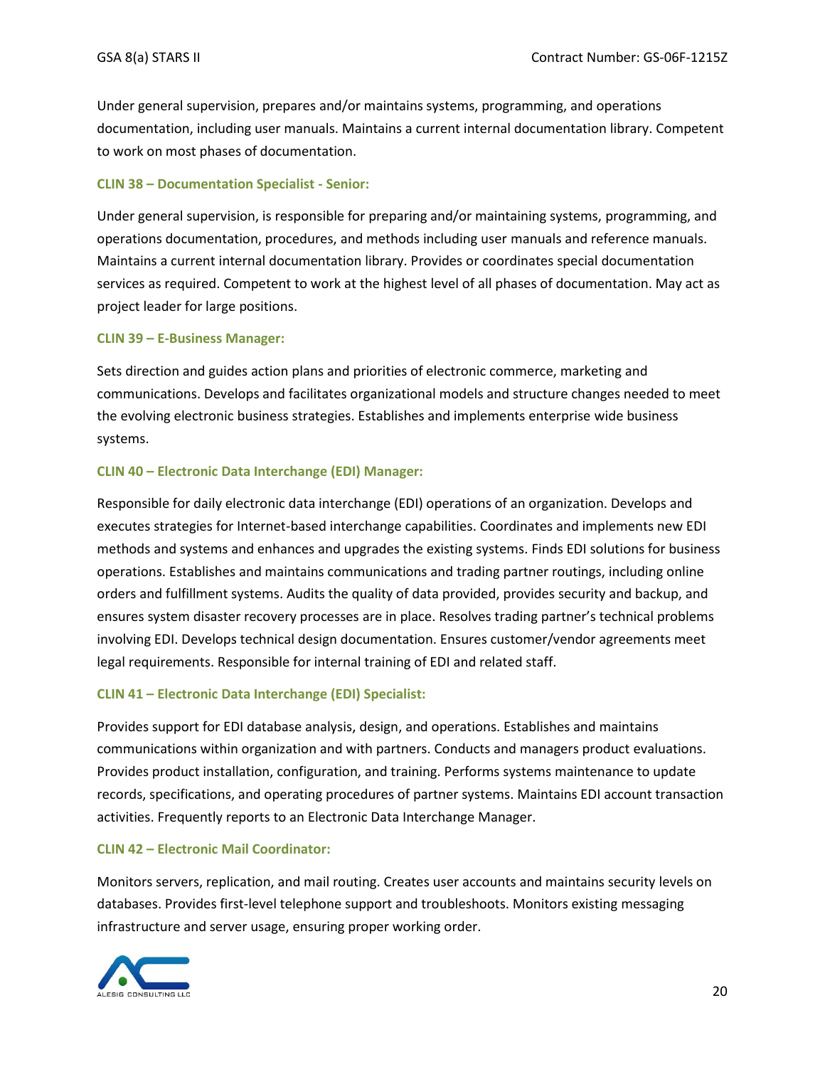Under general supervision, prepares and/or maintains systems, programming, and operations documentation, including user manuals. Maintains a current internal documentation library. Competent to work on most phases of documentation.

### CLIN 38 – Documentation Specialist - Senior:

Under general supervision, is responsible for preparing and/or maintaining systems, programming, and operations documentation, procedures, and methods including user manuals and reference manuals. Maintains a current internal documentation library. Provides or coordinates special documentation services as required. Competent to work at the highest level of all phases of documentation. May act as project leader for large positions.

### CLIN 39 – E-Business Manager:

Sets direction and guides action plans and priorities of electronic commerce, marketing and communications. Develops and facilitates organizational models and structure changes needed to meet the evolving electronic business strategies. Establishes and implements enterprise wide business systems.

### CLIN 40 – Electronic Data Interchange (EDI) Manager:

Responsible for daily electronic data interchange (EDI) operations of an organization. Develops and executes strategies for Internet-based interchange capabilities. Coordinates and implements new EDI methods and systems and enhances and upgrades the existing systems. Finds EDI solutions for business operations. Establishes and maintains communications and trading partner routings, including online orders and fulfillment systems. Audits the quality of data provided, provides security and backup, and ensures system disaster recovery processes are in place. Resolves trading partner's technical problems involving EDI. Develops technical design documentation. Ensures customer/vendor agreements meet legal requirements. Responsible for internal training of EDI and related staff.

### CLIN 41 – Electronic Data Interchange (EDI) Specialist:

Provides support for EDI database analysis, design, and operations. Establishes and maintains communications within organization and with partners. Conducts and managers product evaluations. Provides product installation, configuration, and training. Performs systems maintenance to update records, specifications, and operating procedures of partner systems. Maintains EDI account transaction activities. Frequently reports to an Electronic Data Interchange Manager.

### CLIN 42 – Electronic Mail Coordinator:

Monitors servers, replication, and mail routing. Creates user accounts and maintains security levels on databases. Provides first-level telephone support and troubleshoots. Monitors existing messaging infrastructure and server usage, ensuring proper working order.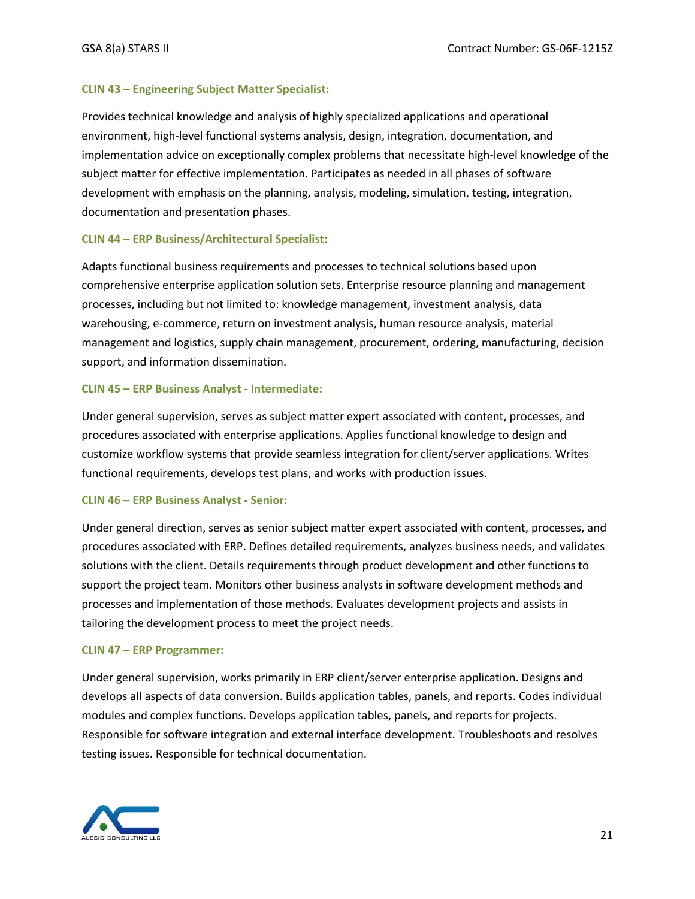### CLIN 43 – Engineering Subject Matter Specialist:

Provides technical knowledge and analysis of highly specialized applications and operational environment, high-level functional systems analysis, design, integration, documentation, and implementation advice on exceptionally complex problems that necessitate high-level knowledge of the subject matter for effective implementation. Participates as needed in all phases of software development with emphasis on the planning, analysis, modeling, simulation, testing, integration, documentation and presentation phases.

### CLIN 44 – ERP Business/Architectural Specialist:

Adapts functional business requirements and processes to technical solutions based upon comprehensive enterprise application solution sets. Enterprise resource planning and management processes, including but not limited to: knowledge management, investment analysis, data warehousing, e-commerce, return on investment analysis, human resource analysis, material management and logistics, supply chain management, procurement, ordering, manufacturing, decision support, and information dissemination.

### CLIN 45 – ERP Business Analyst - Intermediate:

Under general supervision, serves as subject matter expert associated with content, processes, and procedures associated with enterprise applications. Applies functional knowledge to design and customize workflow systems that provide seamless integration for client/server applications. Writes functional requirements, develops test plans, and works with production issues.

### CLIN 46 – ERP Business Analyst - Senior:

Under general direction, serves as senior subject matter expert associated with content, processes, and procedures associated with ERP. Defines detailed requirements, analyzes business needs, and validates solutions with the client. Details requirements through product development and other functions to support the project team. Monitors other business analysts in software development methods and processes and implementation of those methods. Evaluates development projects and assists in tailoring the development process to meet the project needs.

### CLIN 47 – ERP Programmer:

Under general supervision, works primarily in ERP client/server enterprise application. Designs and develops all aspects of data conversion. Builds application tables, panels, and reports. Codes individual modules and complex functions. Develops application tables, panels, and reports for projects. Responsible for software integration and external interface development. Troubleshoots and resolves testing issues. Responsible for technical documentation.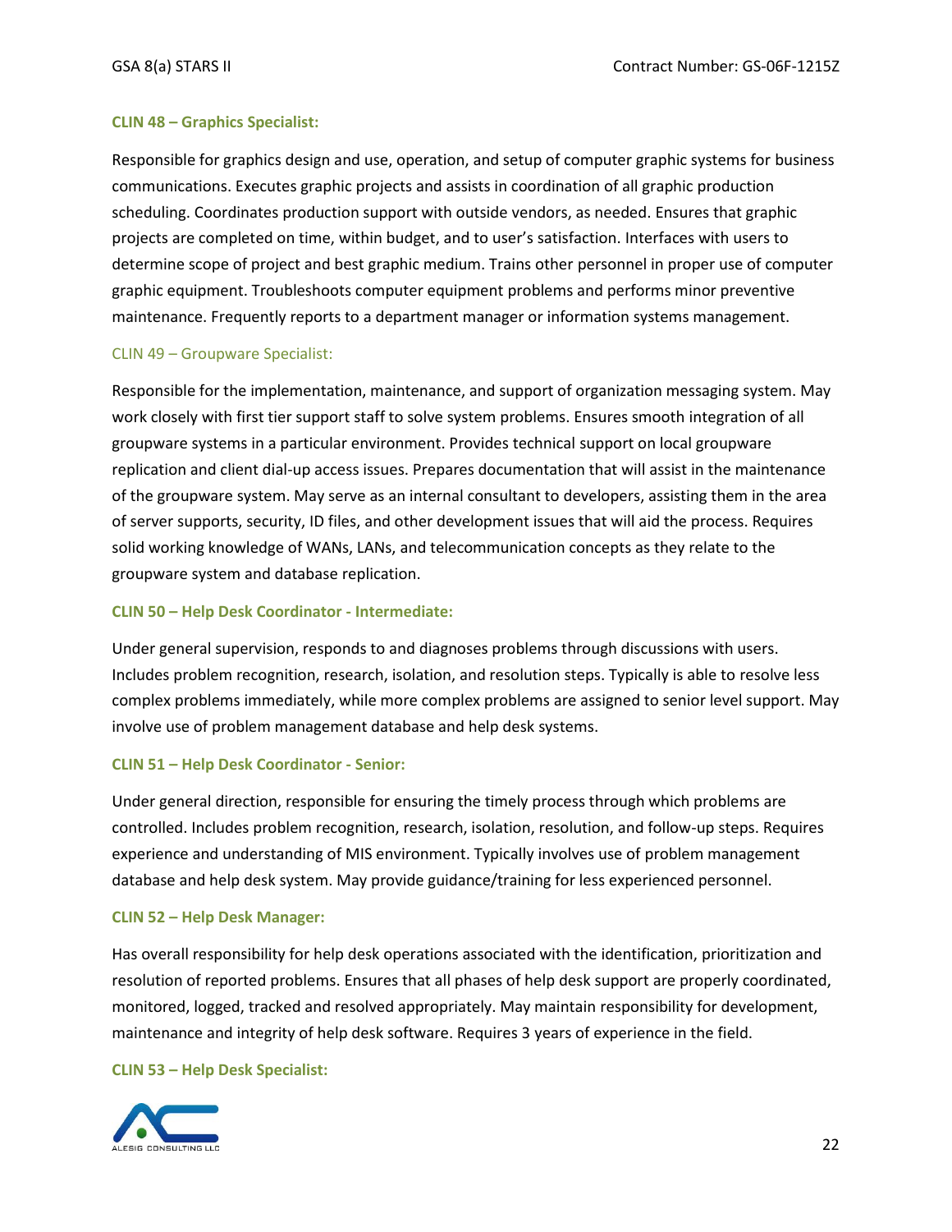**CLIN 48 – Graphics Specialist:**

Responsible for graphics design and use, operation, and setup of computer graphic systems for business communications. Executes graphic projects and assists in coordination of all graphic production scheduling. Coordinates production support with outside vendors, as needed. Ensures that graphic projects are completed on time, within budget, and to user's satisfaction. Interfaces with users to determine scope of project and best graphic medium. Trains other personnel in proper use of computer graphic equipment. Troubleshoots computer equipment problems and performs minor preventive maintenance. Frequently reports to a department manager or information systems management.

CLIN 49 – Groupware Specialist:

Responsible for the implementation, maintenance, and support of organization messaging system. May work closely with first tier support staff to solve system problems. Ensures smooth integration of all groupware systems in a particular environment. Provides technical support on local groupware replication and client dial-up access issues. Prepares documentation that will assist in the maintenance of the groupware system. May serve as an internal consultant to developers, assisting them in the area of server supports, security, ID files, and other development issues that will aid the process. Requires solid working knowledge of WANs, LANs, and telecommunication concepts as they relate to the groupware system and database replication.

**CLIN 50 – Help Desk Coordinator - Intermediate:**

Under general supervision, responds to and diagnoses problems through discussions with users. Includes problem recognition, research, isolation, and resolution steps. Typically is able to resolve less complex problems immediately, while more complex problems are assigned to senior level support. May involve use of problem management database and help desk systems.

**CLIN 51 – Help Desk Coordinator - Senior:**

Under general direction, responsible for ensuring the timely process through which problems are controlled. Includes problem recognition, research, isolation, resolution, and follow-up steps. Requires experience and understanding of MIS environment. Typically involves use of problem management database and help desk system. May provide guidance/training for less experienced personnel.

**CLIN 52 – Help Desk Manager:**

Has overall responsibility for help desk operations associated with the identification, prioritization and resolution of reported problems. Ensures that all phases of help desk support are properly coordinated, monitored, logged, tracked and resolved appropriately. May maintain responsibility for development, maintenance and integrity of help desk software. Requires 3 years of experience in the field.

**CLIN 53 – Help Desk Specialist:**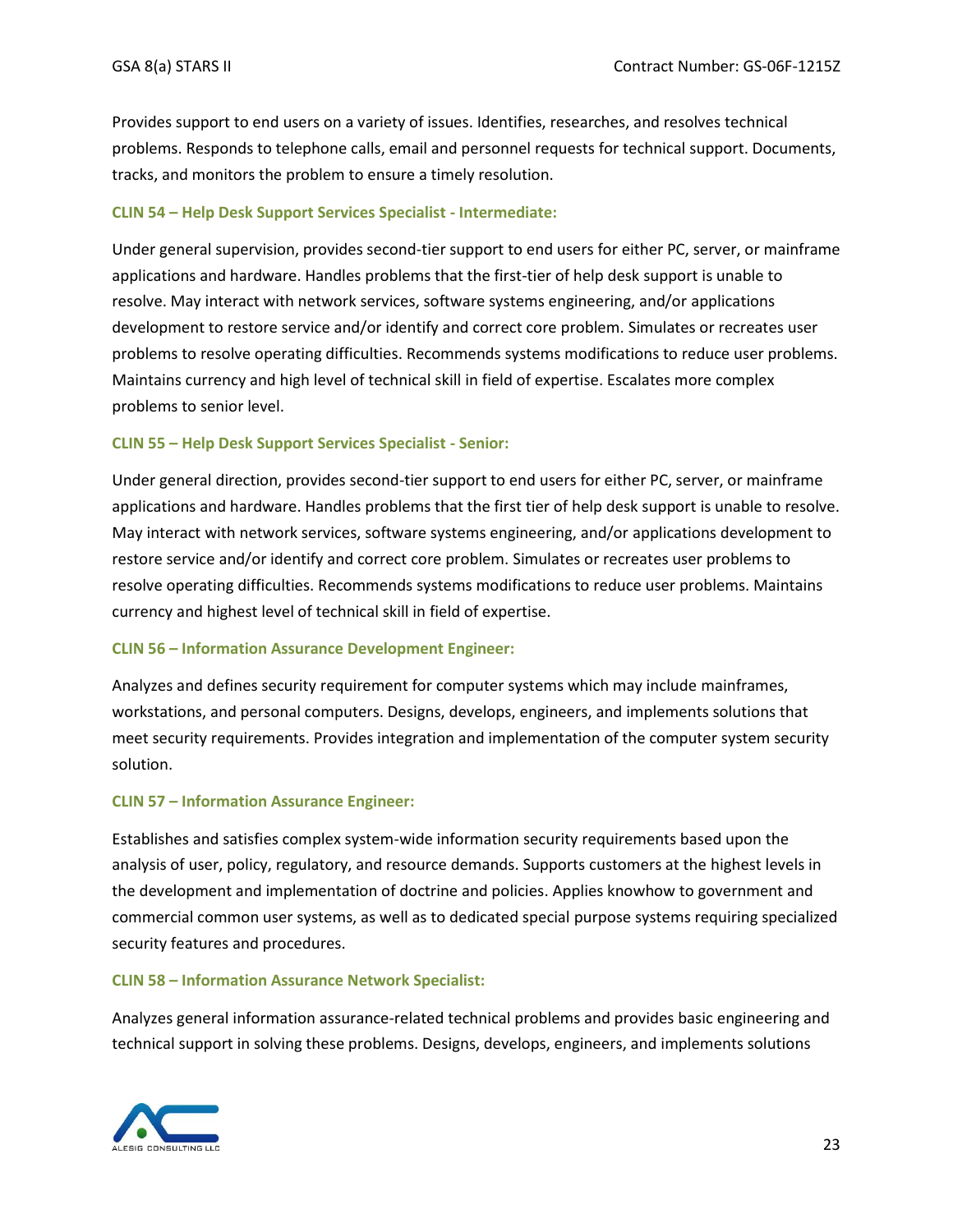Provides support to end users on a variety of issues. Identifies, researches, and resolves technical problems. Responds to telephone calls, email and personnel requests for technical support. Documents, tracks, and monitors the problem to ensure a timely resolution.

### CLIN 54 – Help Desk Support Services Specialist - Intermediate:

Under general supervision, provides second-tier support to end users for either PC, server, or mainframe applications and hardware. Handles problems that the first-tier of help desk support is unable to resolve. May interact with network services, software systems engineering, and/or applications development to restore service and/or identify and correct core problem. Simulates or recreates user problems to resolve operating difficulties. Recommends systems modifications to reduce user problems. Maintains currency and high level of technical skill in field of expertise. Escalates more complex problems to senior level.

### CLIN 55 – Help Desk Support Services Specialist - Senior:

Under general direction, provides second-tier support to end users for either PC, server, or mainframe applications and hardware. Handles problems that the first tier of help desk support is unable to resolve. May interact with network services, software systems engineering, and/or applications development to restore service and/or identify and correct core problem. Simulates or recreates user problems to resolve operating difficulties. Recommends systems modifications to reduce user problems. Maintains currency and highest level of technical skill in field of expertise.

### CLIN 56 – Information Assurance Development Engineer:

Analyzes and defines security requirement for computer systems which may include mainframes, workstations, and personal computers. Designs, develops, engineers, and implements solutions that meet security requirements. Provides integration and implementation of the computer system security solution.

### CLIN 57 – Information Assurance Engineer:

Establishes and satisfies complex system-wide information security requirements based upon the analysis of user, policy, regulatory, and resource demands. Supports customers at the highest levels in the development and implementation of doctrine and policies. Applies knowhow to government and commercial common user systems, as well as to dedicated special purpose systems requiring specialized security features and procedures.

### CLIN 58 – Information Assurance Network Specialist:

Analyzes general information assurance-related technical problems and provides basic engineering and technical support in solving these problems. Designs, develops, engineers, and implements solutions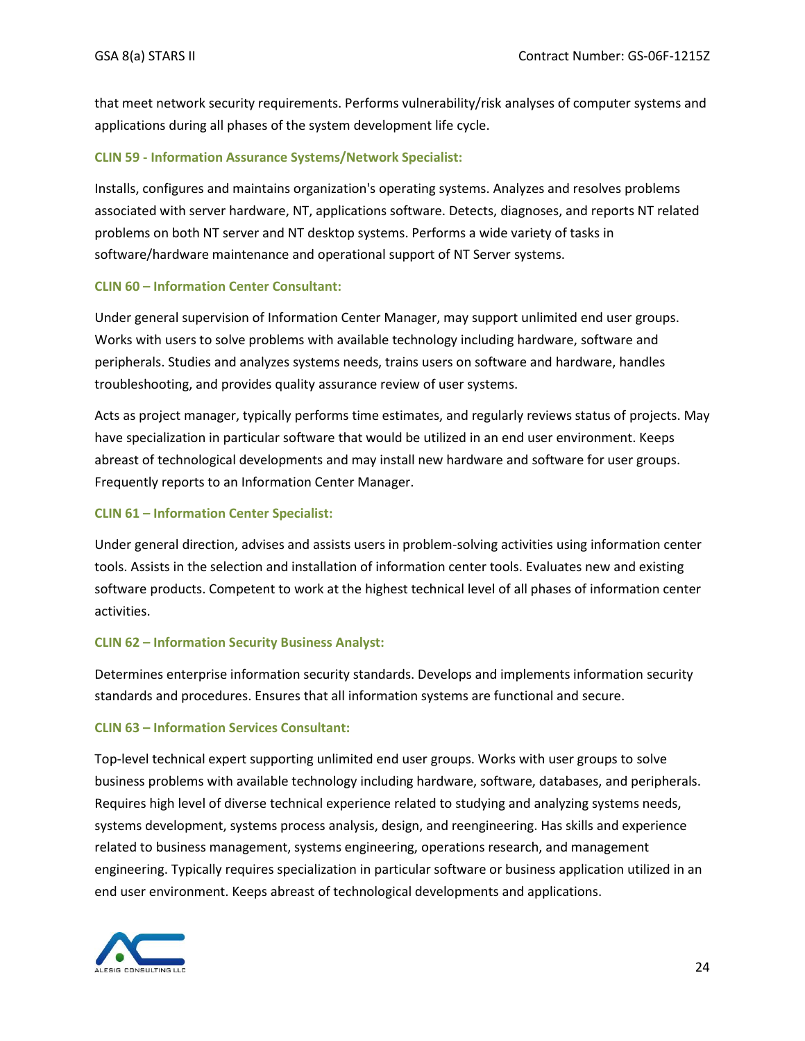that meet network security requirements. Performs vulnerability/risk analyses of computer systems and applications during all phases of the system development life cycle.

### CLIN 59 - Information Assurance Systems/Network Specialist:

Installs, configures and maintains organization's operating systems. Analyzes and resolves problems associated with server hardware, NT, applications software. Detects, diagnoses, and reports NT related problems on both NT server and NT desktop systems. Performs a wide variety of tasks in software/hardware maintenance and operational support of NT Server systems.

### CLIN 60 – Information Center Consultant:

Under general supervision of Information Center Manager, may support unlimited end user groups. Works with users to solve problems with available technology including hardware, software and peripherals. Studies and analyzes systems needs, trains users on software and hardware, handles troubleshooting, and provides quality assurance review of user systems.

Acts as project manager, typically performs time estimates, and regularly reviews status of projects. May have specialization in particular software that would be utilized in an end user environment. Keeps abreast of technological developments and may install new hardware and software for user groups. Frequently reports to an Information Center Manager.

### CLIN 61 – Information Center Specialist:

Under general direction, advises and assists users in problem-solving activities using information center tools. Assists in the selection and installation of information center tools. Evaluates new and existing software products. Competent to work at the highest technical level of all phases of information center activities.

### CLIN 62 – Information Security Business Analyst:

Determines enterprise information security standards. Develops and implements information security standards and procedures. Ensures that all information systems are functional and secure.

### CLIN 63 – Information Services Consultant:

Top-level technical expert supporting unlimited end user groups. Works with user groups to solve business problems with available technology including hardware, software, databases, and peripherals. Requires high level of diverse technical experience related to studying and analyzing systems needs, systems development, systems process analysis, design, and reengineering. Has skills and experience related to business management, systems engineering, operations research, and management engineering. Typically requires specialization in particular software or business application utilized in an end user environment. Keeps abreast of technological developments and applications.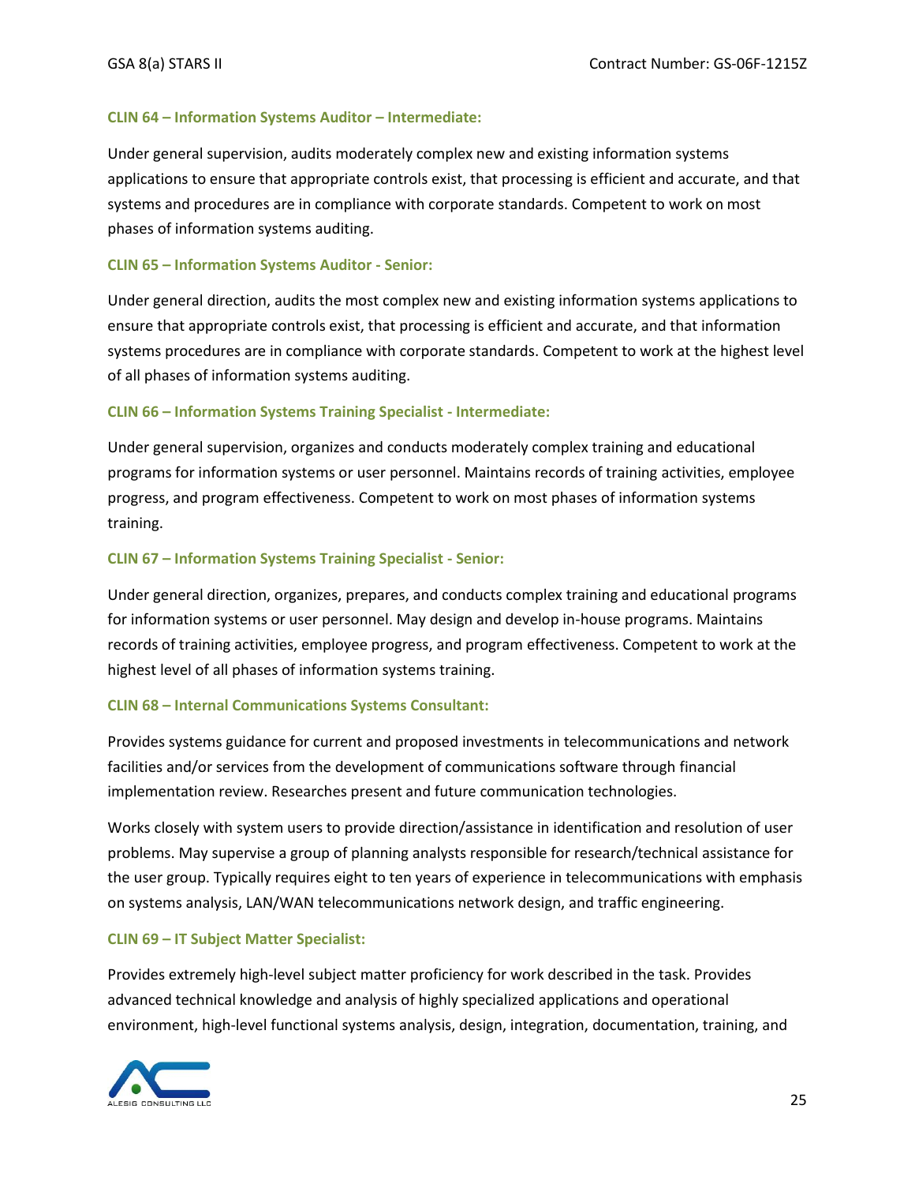### CLIN 64 – Information Systems Auditor – Intermediate:

Under general supervision, audits moderately complex new and existing information systems applications to ensure that appropriate controls exist, that processing is efficient and accurate, and that systems and procedures are in compliance with corporate standards. Competent to work on most phases of information systems auditing.

### CLIN 65 – Information Systems Auditor - Senior:

Under general direction, audits the most complex new and existing information systems applications to ensure that appropriate controls exist, that processing is efficient and accurate, and that information systems procedures are in compliance with corporate standards. Competent to work at the highest level of all phases of information systems auditing.

### CLIN 66 – Information Systems Training Specialist - Intermediate:

Under general supervision, organizes and conducts moderately complex training and educational programs for information systems or user personnel. Maintains records of training activities, employee progress, and program effectiveness. Competent to work on most phases of information systems training.

### CLIN 67 – Information Systems Training Specialist - Senior:

Under general direction, organizes, prepares, and conducts complex training and educational programs for information systems or user personnel. May design and develop in-house programs. Maintains records of training activities, employee progress, and program effectiveness. Competent to work at the highest level of all phases of information systems training.

### CLIN 68 – Internal Communications Systems Consultant:

Provides systems guidance for current and proposed investments in telecommunications and network facilities and/or services from the development of communications software through financial implementation review. Researches present and future communication technologies.

Works closely with system users to provide direction/assistance in identification and resolution of user problems. May supervise a group of planning analysts responsible for research/technical assistance for the user group. Typically requires eight to ten years of experience in telecommunications with emphasis on systems analysis, LAN/WAN telecommunications network design, and traffic engineering.

### CLIN 69 – IT Subject Matter Specialist:

Provides extremely high-level subject matter proficiency for work described in the task. Provides advanced technical knowledge and analysis of highly specialized applications and operational environment, high-level functional systems analysis, design, integration, documentation, training, and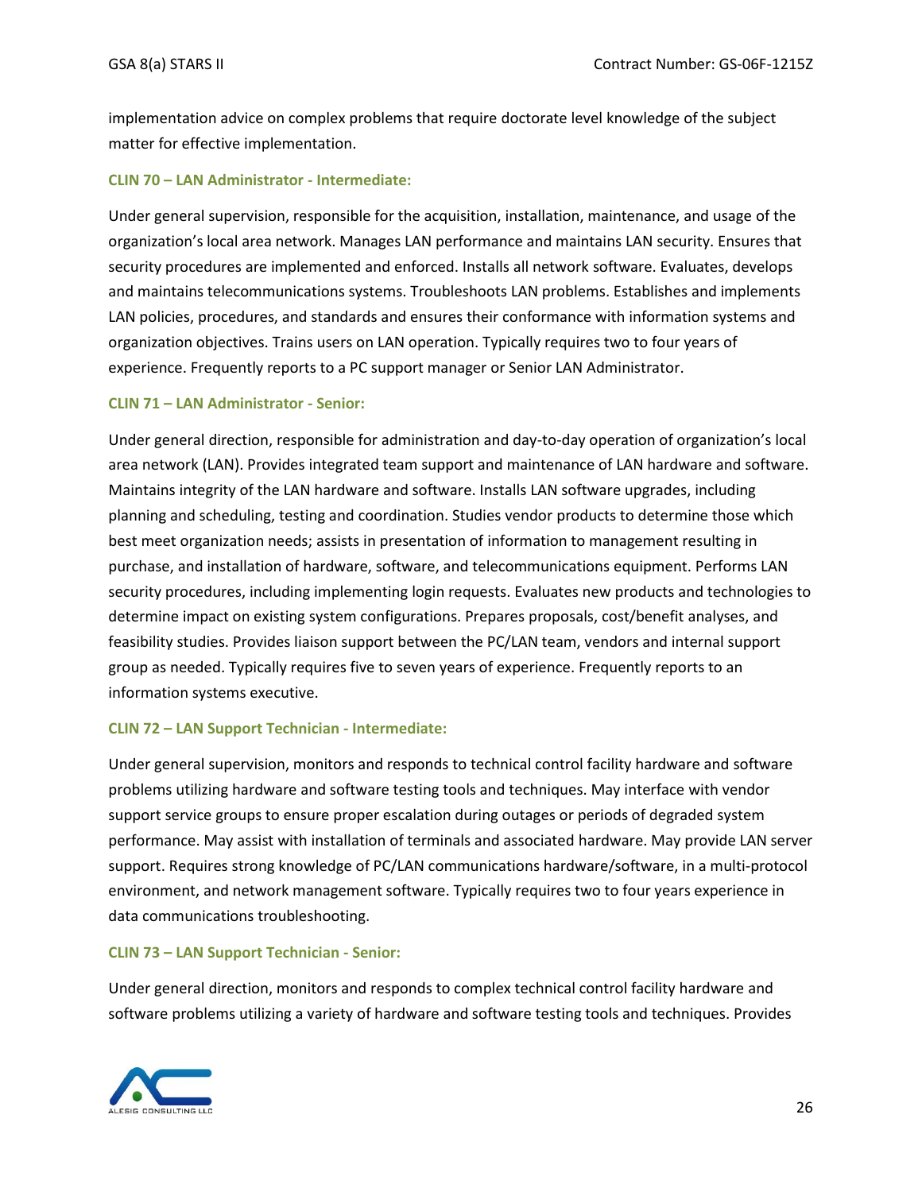implementation advice on complex problems that require doctorate level knowledge of the subject matter for effective implementation.

### CLIN 70 – LAN Administrator - Intermediate:

Under general supervision, responsible for the acquisition, installation, maintenance, and usage of the organization's local area network. Manages LAN performance and maintains LAN security. Ensures that security procedures are implemented and enforced. Installs all network software. Evaluates, develops and maintains telecommunications systems. Troubleshoots LAN problems. Establishes and implements LAN policies, procedures, and standards and ensures their conformance with information systems and organization objectives. Trains users on LAN operation. Typically requires two to four years of experience. Frequently reports to a PC support manager or Senior LAN Administrator.

### CLIN 71 – LAN Administrator - Senior:

Under general direction, responsible for administration and day-to-day operation of organization's local area network (LAN). Provides integrated team support and maintenance of LAN hardware and software. Maintains integrity of the LAN hardware and software. Installs LAN software upgrades, including planning and scheduling, testing and coordination. Studies vendor products to determine those which best meet organization needs; assists in presentation of information to management resulting in purchase, and installation of hardware, software, and telecommunications equipment. Performs LAN security procedures, including implementing login requests. Evaluates new products and technologies to determine impact on existing system configurations. Prepares proposals, cost/benefit analyses, and feasibility studies. Provides liaison support between the PC/LAN team, vendors and internal support group as needed. Typically requires five to seven years of experience. Frequently reports to an information systems executive.

### CLIN 72 – LAN Support Technician - Intermediate:

Under general supervision, monitors and responds to technical control facility hardware and software problems utilizing hardware and software testing tools and techniques. May interface with vendor support service groups to ensure proper escalation during outages or periods of degraded system performance. May assist with installation of terminals and associated hardware. May provide LAN server support. Requires strong knowledge of PC/LAN communications hardware/software, in a multi-protocol environment, and network management software. Typically requires two to four years experience in data communications troubleshooting.

### CLIN 73 – LAN Support Technician - Senior:

Under general direction, monitors and responds to complex technical control facility hardware and software problems utilizing a variety of hardware and software testing tools and techniques. Provides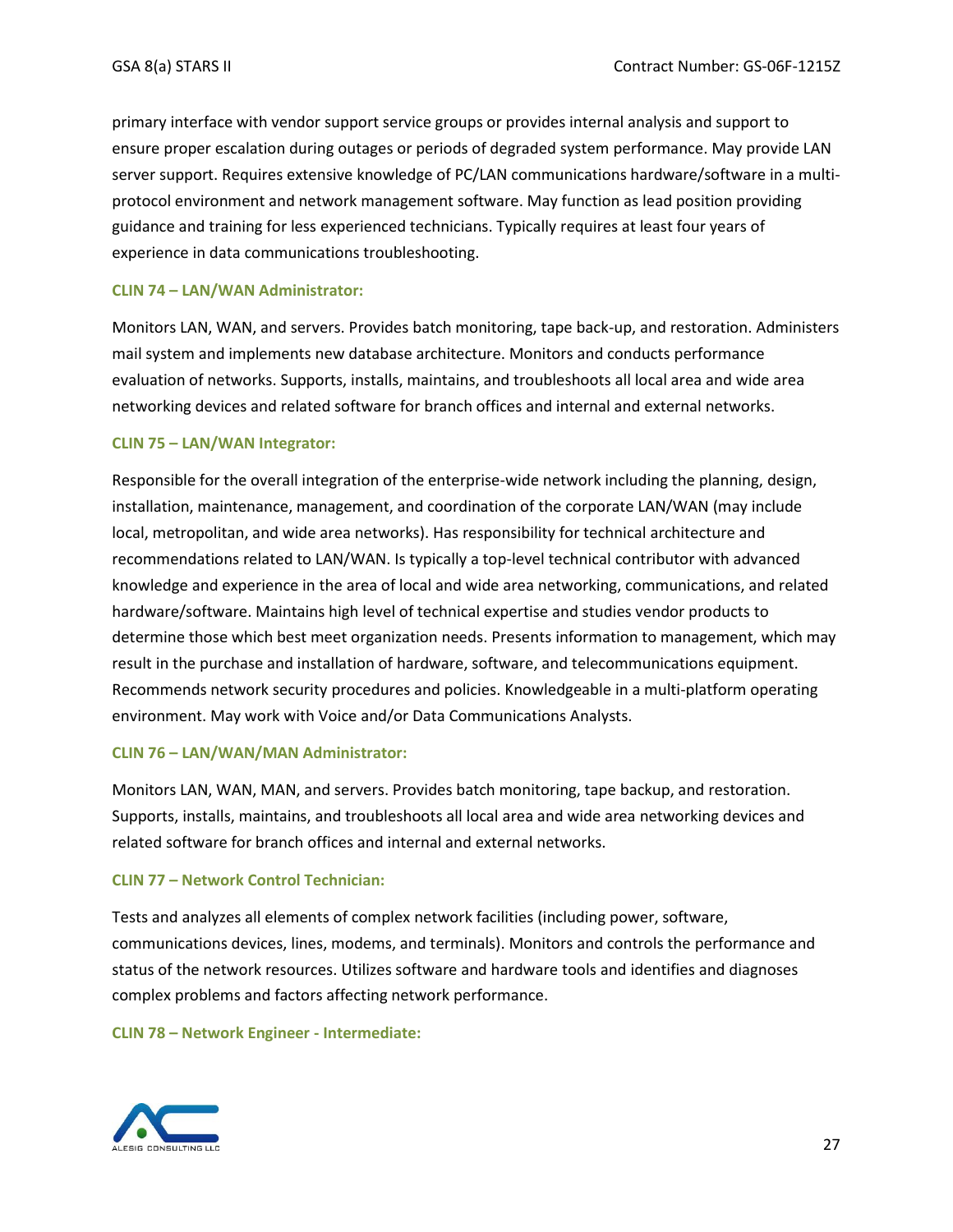primary interface with vendor support service groups or provides internal analysis and support to ensure proper escalation during outages or periods of degraded system performance. May provide LAN server support. Requires extensive knowledge of PC/LAN communications hardware/software in a multi-protocol environment and network management software. May function as lead position providing guidance and training for less experienced technicians. Typically requires at least four years of experience in data communications troubleshooting.

**CLIN 74 – LAN/WAN Administrator:**

Monitors LAN, WAN, and servers. Provides batch monitoring, tape back-up, and restoration. Administers mail system and implements new database architecture. Monitors and conducts performance evaluation of networks. Supports, installs, maintains, and troubleshoots all local area and wide area networking devices and related software for branch offices and internal and external networks.

**CLIN 75 – LAN/WAN Integrator:**

Responsible for the overall integration of the enterprise-wide network including the planning, design, installation, maintenance, management, and coordination of the corporate LAN/WAN (may include local, metropolitan, and wide area networks). Has responsibility for technical architecture and recommendations related to LAN/WAN. Is typically a top-level technical contributor with advanced knowledge and experience in the area of local and wide area networking, communications, and related hardware/software. Maintains high level of technical expertise and studies vendor products to determine those which best meet organization needs. Presents information to management, which may result in the purchase and installation of hardware, software, and telecommunications equipment. Recommends network security procedures and policies. Knowledgeable in a multi-platform operating environment. May work with Voice and/or Data Communications Analysts.

**CLIN 76 – LAN/WAN/MAN Administrator:**

Monitors LAN, WAN, MAN, and servers. Provides batch monitoring, tape backup, and restoration. Supports, installs, maintains, and troubleshoots all local area and wide area networking devices and related software for branch offices and internal and external networks.

**CLIN 77 – Network Control Technician:**

Tests and analyzes all elements of complex network facilities (including power, software, communications devices, lines, modems, and terminals). Monitors and controls the performance and status of the network resources. Utilizes software and hardware tools and identifies and diagnoses complex problems and factors affecting network performance.

**CLIN 78 – Network Engineer - Intermediate:**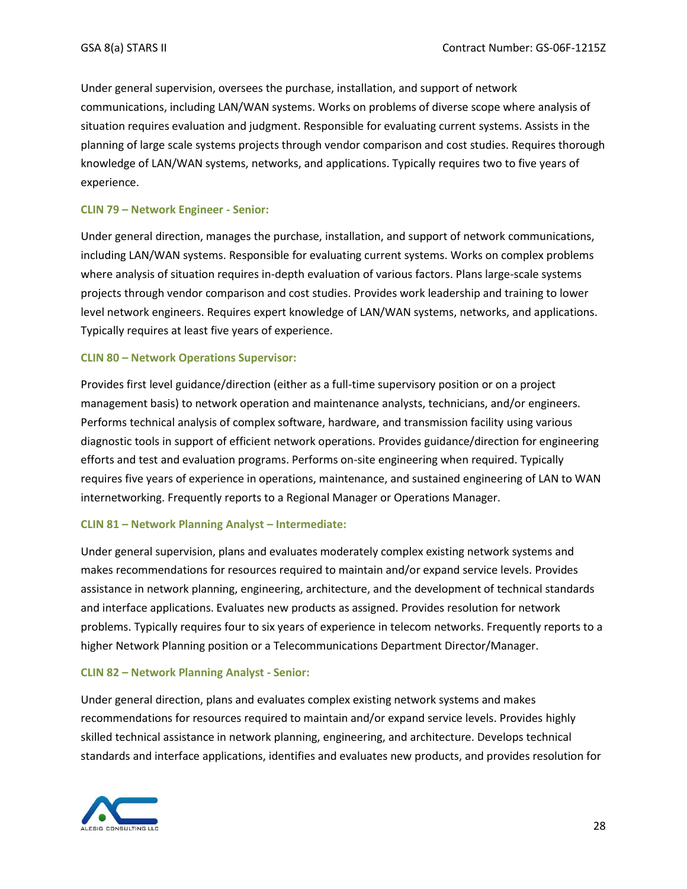Under general supervision, oversees the purchase, installation, and support of network communications, including LAN/WAN systems. Works on problems of diverse scope where analysis of situation requires evaluation and judgment. Responsible for evaluating current systems. Assists in the planning of large scale systems projects through vendor comparison and cost studies. Requires thorough knowledge of LAN/WAN systems, networks, and applications. Typically requires two to five years of experience.

### CLIN 79 – Network Engineer - Senior:

Under general direction, manages the purchase, installation, and support of network communications, including LAN/WAN systems. Responsible for evaluating current systems. Works on complex problems where analysis of situation requires in-depth evaluation of various factors. Plans large-scale systems projects through vendor comparison and cost studies. Provides work leadership and training to lower level network engineers. Requires expert knowledge of LAN/WAN systems, networks, and applications. Typically requires at least five years of experience.

### CLIN 80 – Network Operations Supervisor:

Provides first level guidance/direction (either as a full-time supervisory position or on a project management basis) to network operation and maintenance analysts, technicians, and/or engineers. Performs technical analysis of complex software, hardware, and transmission facility using various diagnostic tools in support of efficient network operations. Provides guidance/direction for engineering efforts and test and evaluation programs. Performs on-site engineering when required. Typically requires five years of experience in operations, maintenance, and sustained engineering of LAN to WAN internetworking. Frequently reports to a Regional Manager or Operations Manager.

### CLIN 81 – Network Planning Analyst – Intermediate:

Under general supervision, plans and evaluates moderately complex existing network systems and makes recommendations for resources required to maintain and/or expand service levels. Provides assistance in network planning, engineering, architecture, and the development of technical standards and interface applications. Evaluates new products as assigned. Provides resolution for network problems. Typically requires four to six years of experience in telecom networks. Frequently reports to a higher Network Planning position or a Telecommunications Department Director/Manager.

### CLIN 82 – Network Planning Analyst - Senior:

Under general direction, plans and evaluates complex existing network systems and makes recommendations for resources required to maintain and/or expand service levels. Provides highly skilled technical assistance in network planning, engineering, and architecture. Develops technical standards and interface applications, identifies and evaluates new products, and provides resolution for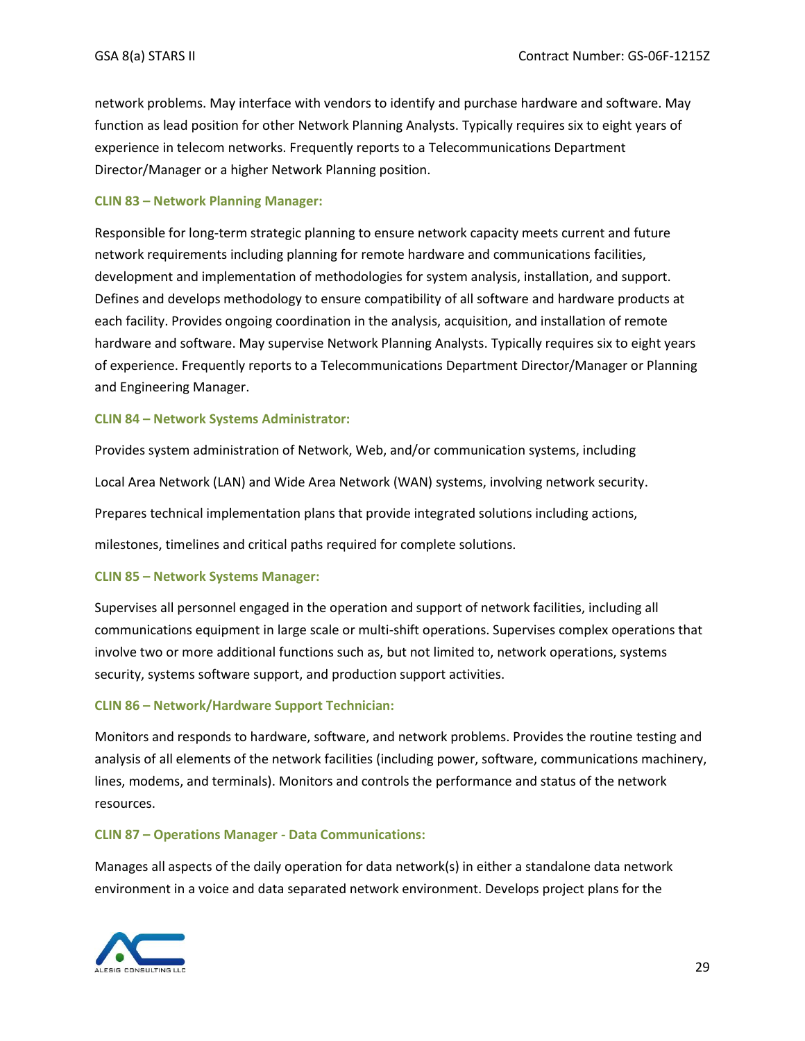network problems. May interface with vendors to identify and purchase hardware and software. May function as lead position for other Network Planning Analysts. Typically requires six to eight years of experience in telecom networks. Frequently reports to a Telecommunications Department Director/Manager or a higher Network Planning position.

### CLIN 83 – Network Planning Manager:

Responsible for long-term strategic planning to ensure network capacity meets current and future network requirements including planning for remote hardware and communications facilities, development and implementation of methodologies for system analysis, installation, and support. Defines and develops methodology to ensure compatibility of all software and hardware products at each facility. Provides ongoing coordination in the analysis, acquisition, and installation of remote hardware and software. May supervise Network Planning Analysts. Typically requires six to eight years of experience. Frequently reports to a Telecommunications Department Director/Manager or Planning and Engineering Manager.

### CLIN 84 – Network Systems Administrator:

Provides system administration of Network, Web, and/or communication systems, including

Local Area Network (LAN) and Wide Area Network (WAN) systems, involving network security.

Prepares technical implementation plans that provide integrated solutions including actions,

milestones, timelines and critical paths required for complete solutions.

### CLIN 85 – Network Systems Manager:

Supervises all personnel engaged in the operation and support of network facilities, including all communications equipment in large scale or multi-shift operations. Supervises complex operations that involve two or more additional functions such as, but not limited to, network operations, systems security, systems software support, and production support activities.

### CLIN 86 – Network/Hardware Support Technician:

Monitors and responds to hardware, software, and network problems. Provides the routine testing and analysis of all elements of the network facilities (including power, software, communications machinery, lines, modems, and terminals). Monitors and controls the performance and status of the network resources.

### CLIN 87 – Operations Manager - Data Communications:

Manages all aspects of the daily operation for data network(s) in either a standalone data network environment in a voice and data separated network environment. Develops project plans for the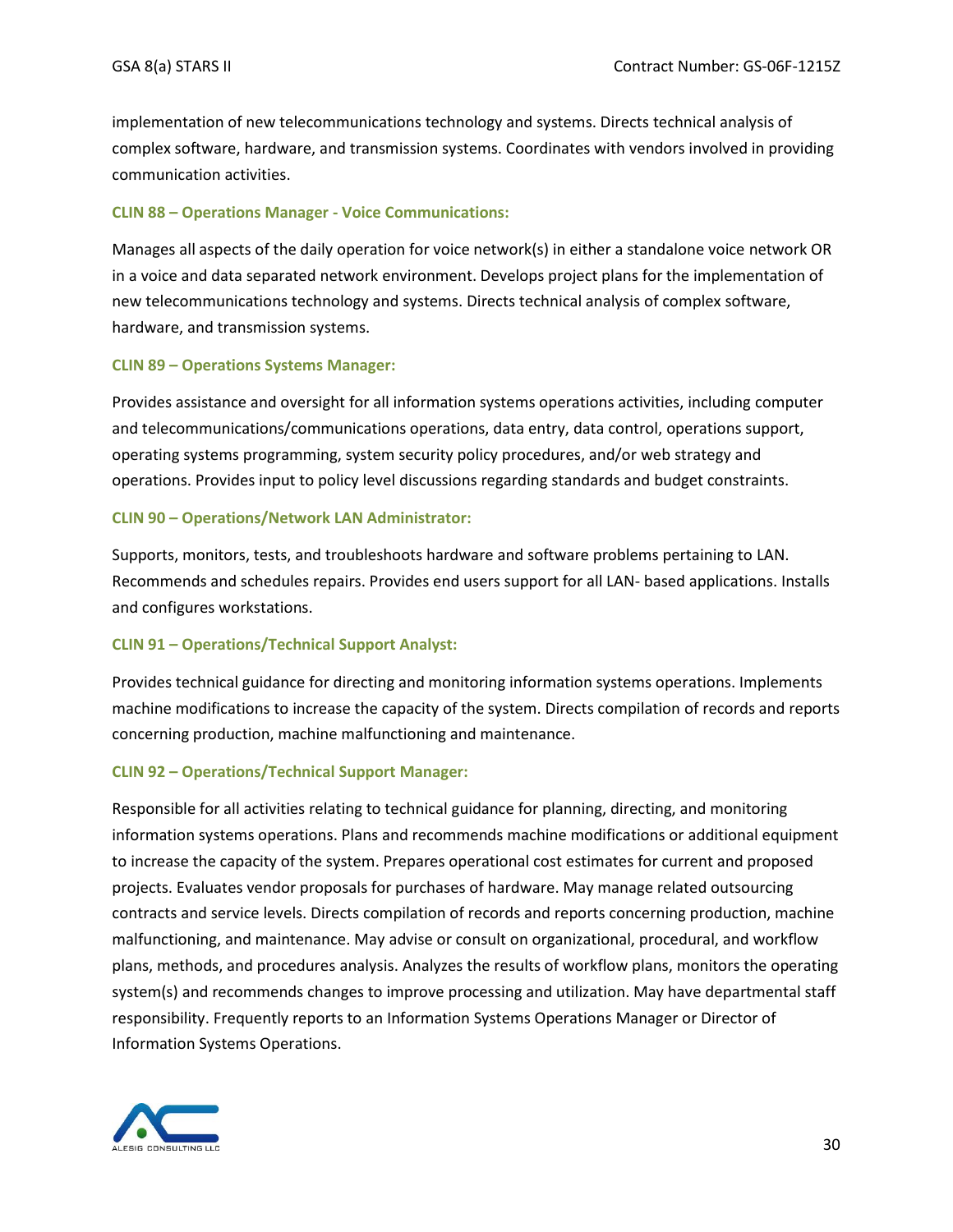implementation of new telecommunications technology and systems. Directs technical analysis of complex software, hardware, and transmission systems. Coordinates with vendors involved in providing communication activities.

### CLIN 88 – Operations Manager - Voice Communications:

Manages all aspects of the daily operation for voice network(s) in either a standalone voice network OR in a voice and data separated network environment. Develops project plans for the implementation of new telecommunications technology and systems. Directs technical analysis of complex software, hardware, and transmission systems.

### CLIN 89 – Operations Systems Manager:

Provides assistance and oversight for all information systems operations activities, including computer and telecommunications/communications operations, data entry, data control, operations support, operating systems programming, system security policy procedures, and/or web strategy and operations. Provides input to policy level discussions regarding standards and budget constraints.

### CLIN 90 – Operations/Network LAN Administrator:

Supports, monitors, tests, and troubleshoots hardware and software problems pertaining to LAN. Recommends and schedules repairs. Provides end users support for all LAN- based applications. Installs and configures workstations.

### CLIN 91 – Operations/Technical Support Analyst:

Provides technical guidance for directing and monitoring information systems operations. Implements machine modifications to increase the capacity of the system. Directs compilation of records and reports concerning production, machine malfunctioning and maintenance.

### CLIN 92 – Operations/Technical Support Manager:

Responsible for all activities relating to technical guidance for planning, directing, and monitoring information systems operations. Plans and recommends machine modifications or additional equipment to increase the capacity of the system. Prepares operational cost estimates for current and proposed projects. Evaluates vendor proposals for purchases of hardware. May manage related outsourcing contracts and service levels. Directs compilation of records and reports concerning production, machine malfunctioning, and maintenance. May advise or consult on organizational, procedural, and workflow plans, methods, and procedures analysis. Analyzes the results of workflow plans, monitors the operating system(s) and recommends changes to improve processing and utilization. May have departmental staff responsibility. Frequently reports to an Information Systems Operations Manager or Director of Information Systems Operations.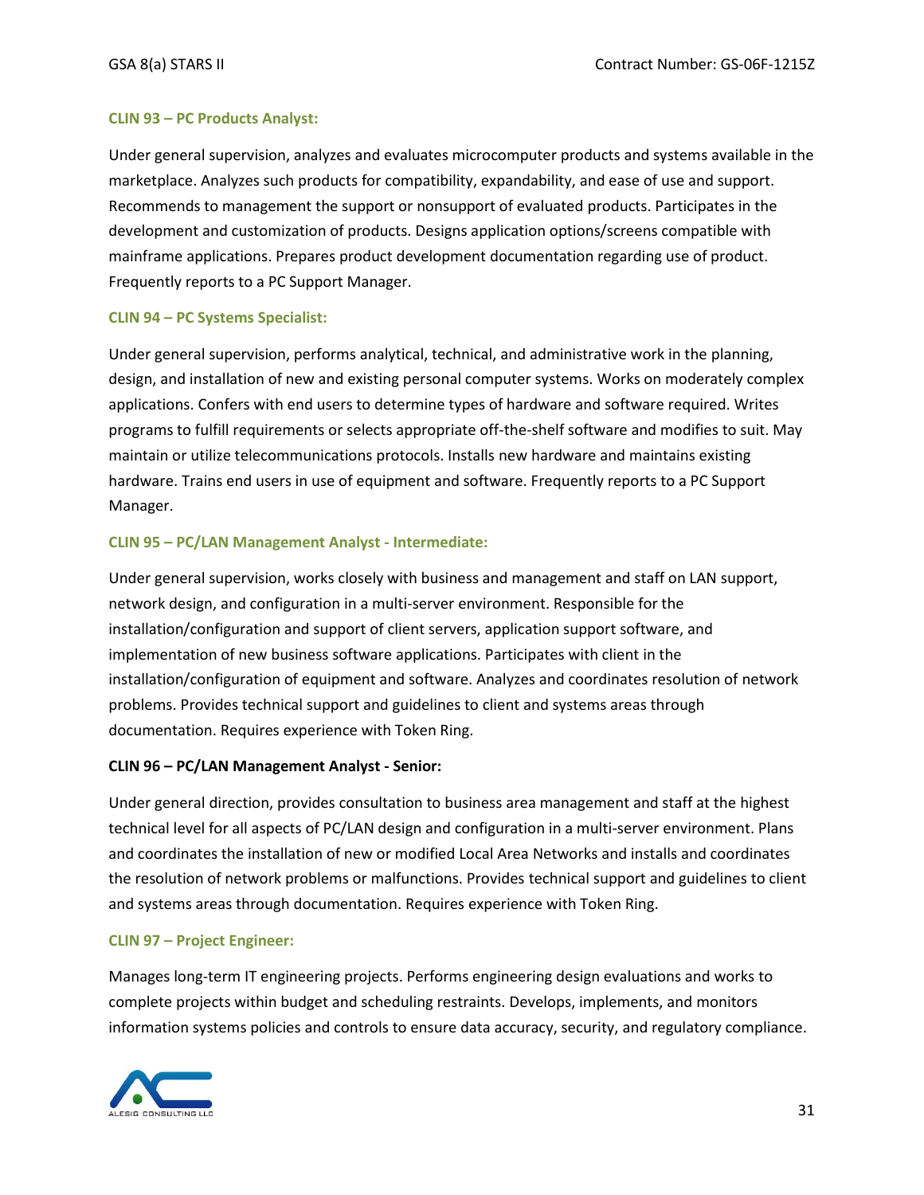### CLIN 93 – PC Products Analyst:

Under general supervision, analyzes and evaluates microcomputer products and systems available in the marketplace. Analyzes such products for compatibility, expandability, and ease of use and support. Recommends to management the support or nonsupport of evaluated products. Participates in the development and customization of products. Designs application options/screens compatible with mainframe applications. Prepares product development documentation regarding use of product. Frequently reports to a PC Support Manager.

### CLIN 94 – PC Systems Specialist:

Under general supervision, performs analytical, technical, and administrative work in the planning, design, and installation of new and existing personal computer systems. Works on moderately complex applications. Confers with end users to determine types of hardware and software required. Writes programs to fulfill requirements or selects appropriate off-the-shelf software and modifies to suit. May maintain or utilize telecommunications protocols. Installs new hardware and maintains existing hardware. Trains end users in use of equipment and software. Frequently reports to a PC Support Manager.

### CLIN 95 – PC/LAN Management Analyst - Intermediate:

Under general supervision, works closely with business and management and staff on LAN support, network design, and configuration in a multi-server environment. Responsible for the installation/configuration and support of client servers, application support software, and implementation of new business software applications. Participates with client in the installation/configuration of equipment and software. Analyzes and coordinates resolution of network problems. Provides technical support and guidelines to client and systems areas through documentation. Requires experience with Token Ring.

### CLIN 96 – PC/LAN Management Analyst - Senior:

Under general direction, provides consultation to business area management and staff at the highest technical level for all aspects of PC/LAN design and configuration in a multi-server environment. Plans and coordinates the installation of new or modified Local Area Networks and installs and coordinates the resolution of network problems or malfunctions. Provides technical support and guidelines to client and systems areas through documentation. Requires experience with Token Ring.

### CLIN 97 – Project Engineer:

Manages long-term IT engineering projects. Performs engineering design evaluations and works to complete projects within budget and scheduling restraints. Develops, implements, and monitors information systems policies and controls to ensure data accuracy, security, and regulatory compliance.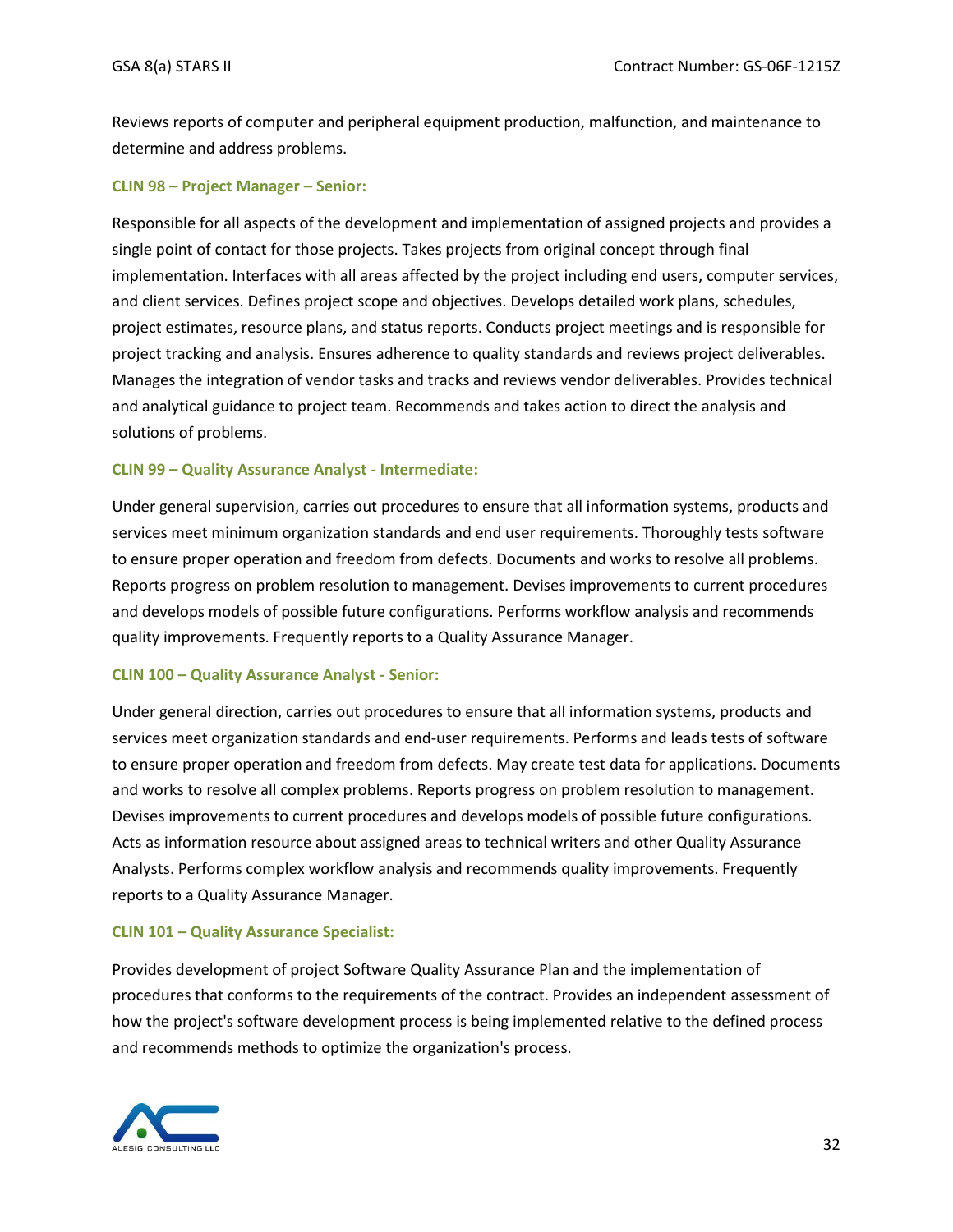Reviews reports of computer and peripheral equipment production, malfunction, and maintenance to determine and address problems.

### CLIN 98 – Project Manager – Senior:

Responsible for all aspects of the development and implementation of assigned projects and provides a single point of contact for those projects. Takes projects from original concept through final implementation. Interfaces with all areas affected by the project including end users, computer services, and client services. Defines project scope and objectives. Develops detailed work plans, schedules, project estimates, resource plans, and status reports. Conducts project meetings and is responsible for project tracking and analysis. Ensures adherence to quality standards and reviews project deliverables. Manages the integration of vendor tasks and tracks and reviews vendor deliverables. Provides technical and analytical guidance to project team. Recommends and takes action to direct the analysis and solutions of problems.

### CLIN 99 – Quality Assurance Analyst - Intermediate:

Under general supervision, carries out procedures to ensure that all information systems, products and services meet minimum organization standards and end user requirements. Thoroughly tests software to ensure proper operation and freedom from defects. Documents and works to resolve all problems. Reports progress on problem resolution to management. Devises improvements to current procedures and develops models of possible future configurations. Performs workflow analysis and recommends quality improvements. Frequently reports to a Quality Assurance Manager.

### CLIN 100 – Quality Assurance Analyst - Senior:

Under general direction, carries out procedures to ensure that all information systems, products and services meet organization standards and end-user requirements. Performs and leads tests of software to ensure proper operation and freedom from defects. May create test data for applications. Documents and works to resolve all complex problems. Reports progress on problem resolution to management. Devises improvements to current procedures and develops models of possible future configurations. Acts as information resource about assigned areas to technical writers and other Quality Assurance Analysts. Performs complex workflow analysis and recommends quality improvements. Frequently reports to a Quality Assurance Manager.

### CLIN 101 – Quality Assurance Specialist:

Provides development of project Software Quality Assurance Plan and the implementation of procedures that conforms to the requirements of the contract. Provides an independent assessment of how the project's software development process is being implemented relative to the defined process and recommends methods to optimize the organization's process.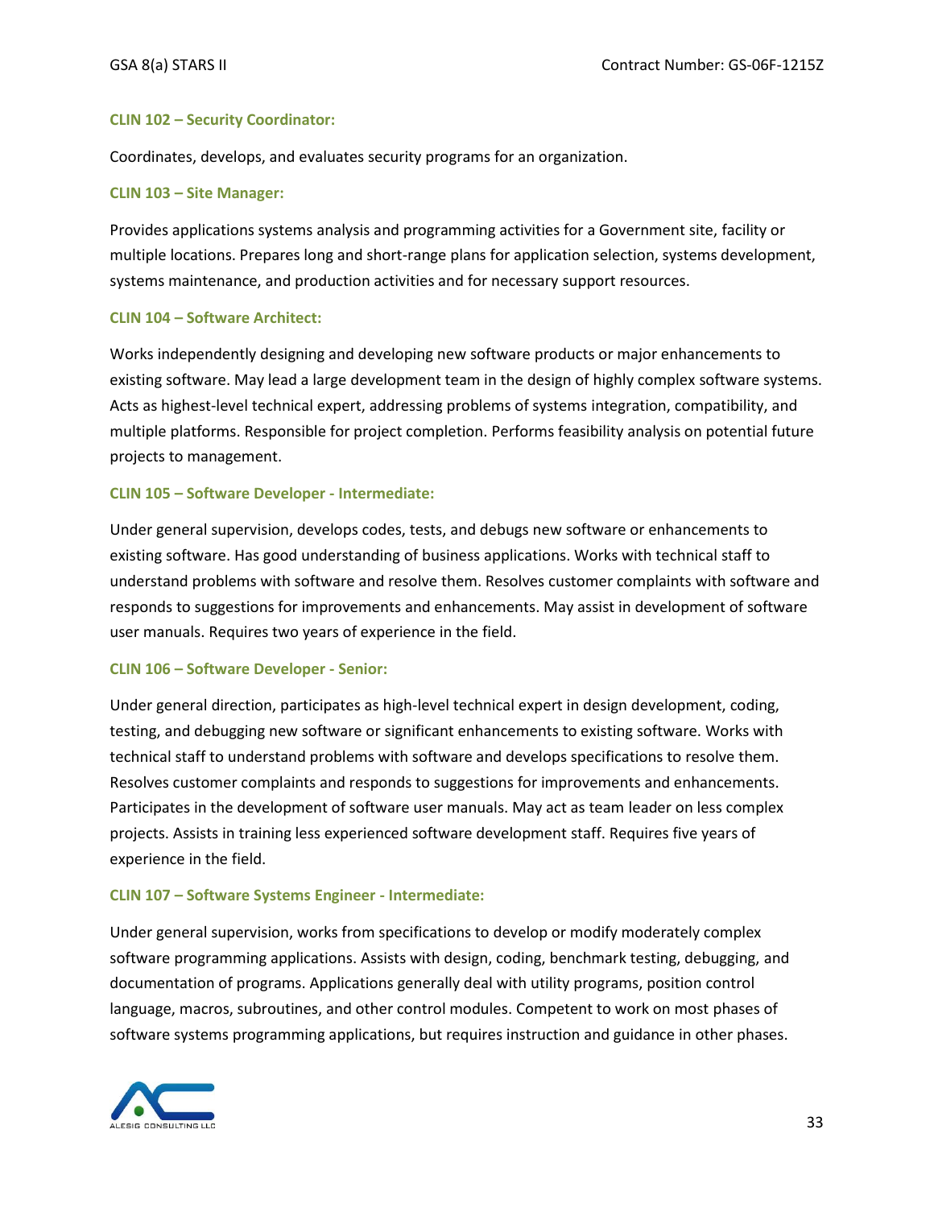#### CLIN 102 – Security Coordinator:

Coordinates, develops, and evaluates security programs for an organization.

#### CLIN 103 – Site Manager:

Provides applications systems analysis and programming activities for a Government site, facility or multiple locations. Prepares long and short-range plans for application selection, systems development, systems maintenance, and production activities and for necessary support resources.

#### CLIN 104 – Software Architect:

Works independently designing and developing new software products or major enhancements to existing software. May lead a large development team in the design of highly complex software systems. Acts as highest-level technical expert, addressing problems of systems integration, compatibility, and multiple platforms. Responsible for project completion. Performs feasibility analysis on potential future projects to management.

#### CLIN 105 – Software Developer - Intermediate:

Under general supervision, develops codes, tests, and debugs new software or enhancements to existing software. Has good understanding of business applications. Works with technical staff to understand problems with software and resolve them. Resolves customer complaints with software and responds to suggestions for improvements and enhancements. May assist in development of software user manuals. Requires two years of experience in the field.

#### CLIN 106 – Software Developer - Senior:

Under general direction, participates as high-level technical expert in design development, coding, testing, and debugging new software or significant enhancements to existing software. Works with technical staff to understand problems with software and develops specifications to resolve them. Resolves customer complaints and responds to suggestions for improvements and enhancements. Participates in the development of software user manuals. May act as team leader on less complex projects. Assists in training less experienced software development staff. Requires five years of experience in the field.

#### CLIN 107 – Software Systems Engineer - Intermediate:

Under general supervision, works from specifications to develop or modify moderately complex software programming applications. Assists with design, coding, benchmark testing, debugging, and documentation of programs. Applications generally deal with utility programs, position control language, macros, subroutines, and other control modules. Competent to work on most phases of software systems programming applications, but requires instruction and guidance in other phases.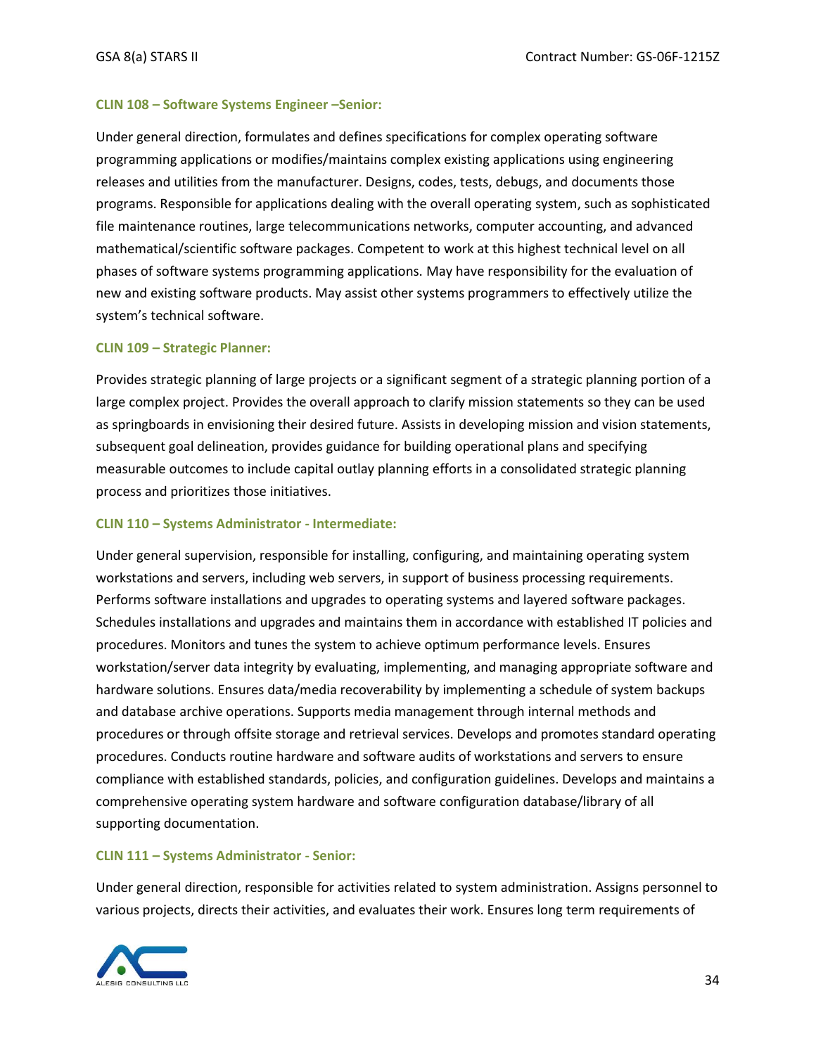### CLIN 108 – Software Systems Engineer –Senior:

Under general direction, formulates and defines specifications for complex operating software programming applications or modifies/maintains complex existing applications using engineering releases and utilities from the manufacturer. Designs, codes, tests, debugs, and documents those programs. Responsible for applications dealing with the overall operating system, such as sophisticated file maintenance routines, large telecommunications networks, computer accounting, and advanced mathematical/scientific software packages. Competent to work at this highest technical level on all phases of software systems programming applications. May have responsibility for the evaluation of new and existing software products. May assist other systems programmers to effectively utilize the system's technical software.

### CLIN 109 – Strategic Planner:

Provides strategic planning of large projects or a significant segment of a strategic planning portion of a large complex project. Provides the overall approach to clarify mission statements so they can be used as springboards in envisioning their desired future. Assists in developing mission and vision statements, subsequent goal delineation, provides guidance for building operational plans and specifying measurable outcomes to include capital outlay planning efforts in a consolidated strategic planning process and prioritizes those initiatives.

### CLIN 110 – Systems Administrator - Intermediate:

Under general supervision, responsible for installing, configuring, and maintaining operating system workstations and servers, including web servers, in support of business processing requirements. Performs software installations and upgrades to operating systems and layered software packages. Schedules installations and upgrades and maintains them in accordance with established IT policies and procedures. Monitors and tunes the system to achieve optimum performance levels. Ensures workstation/server data integrity by evaluating, implementing, and managing appropriate software and hardware solutions. Ensures data/media recoverability by implementing a schedule of system backups and database archive operations. Supports media management through internal methods and procedures or through offsite storage and retrieval services. Develops and promotes standard operating procedures. Conducts routine hardware and software audits of workstations and servers to ensure compliance with established standards, policies, and configuration guidelines. Develops and maintains a comprehensive operating system hardware and software configuration database/library of all supporting documentation.

### CLIN 111 – Systems Administrator - Senior:

Under general direction, responsible for activities related to system administration. Assigns personnel to various projects, directs their activities, and evaluates their work. Ensures long term requirements of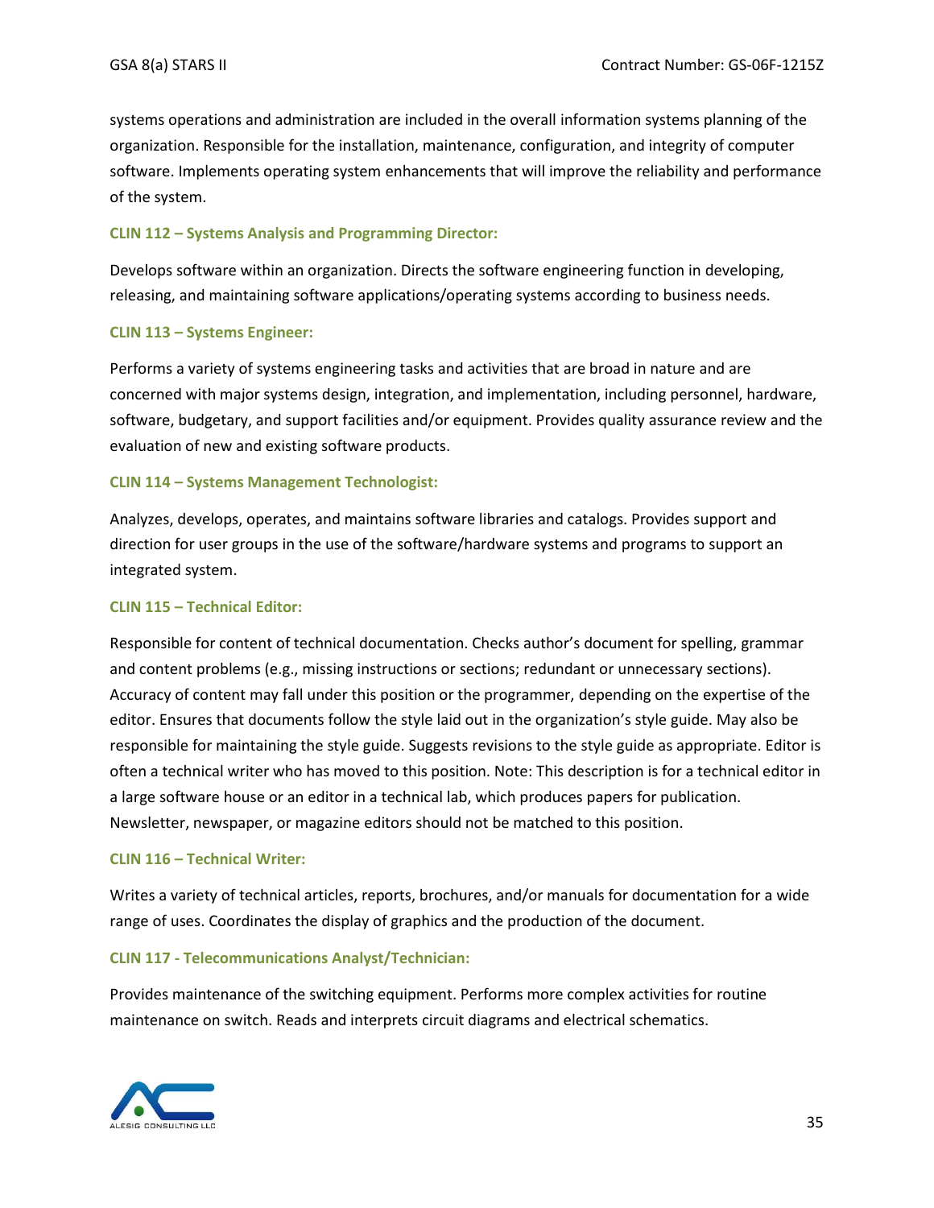systems operations and administration are included in the overall information systems planning of the organization. Responsible for the installation, maintenance, configuration, and integrity of computer software. Implements operating system enhancements that will improve the reliability and performance of the system.

### CLIN 112 – Systems Analysis and Programming Director:

Develops software within an organization. Directs the software engineering function in developing, releasing, and maintaining software applications/operating systems according to business needs.

### CLIN 113 – Systems Engineer:

Performs a variety of systems engineering tasks and activities that are broad in nature and are concerned with major systems design, integration, and implementation, including personnel, hardware, software, budgetary, and support facilities and/or equipment. Provides quality assurance review and the evaluation of new and existing software products.

### CLIN 114 – Systems Management Technologist:

Analyzes, develops, operates, and maintains software libraries and catalogs. Provides support and direction for user groups in the use of the software/hardware systems and programs to support an integrated system.

### CLIN 115 – Technical Editor:

Responsible for content of technical documentation. Checks author's document for spelling, grammar and content problems (e.g., missing instructions or sections; redundant or unnecessary sections). Accuracy of content may fall under this position or the programmer, depending on the expertise of the editor. Ensures that documents follow the style laid out in the organization's style guide. May also be responsible for maintaining the style guide. Suggests revisions to the style guide as appropriate. Editor is often a technical writer who has moved to this position. Note: This description is for a technical editor in a large software house or an editor in a technical lab, which produces papers for publication. Newsletter, newspaper, or magazine editors should not be matched to this position.

### CLIN 116 – Technical Writer:

Writes a variety of technical articles, reports, brochures, and/or manuals for documentation for a wide range of uses. Coordinates the display of graphics and the production of the document.

### CLIN 117 - Telecommunications Analyst/Technician:

Provides maintenance of the switching equipment. Performs more complex activities for routine maintenance on switch. Reads and interprets circuit diagrams and electrical schematics.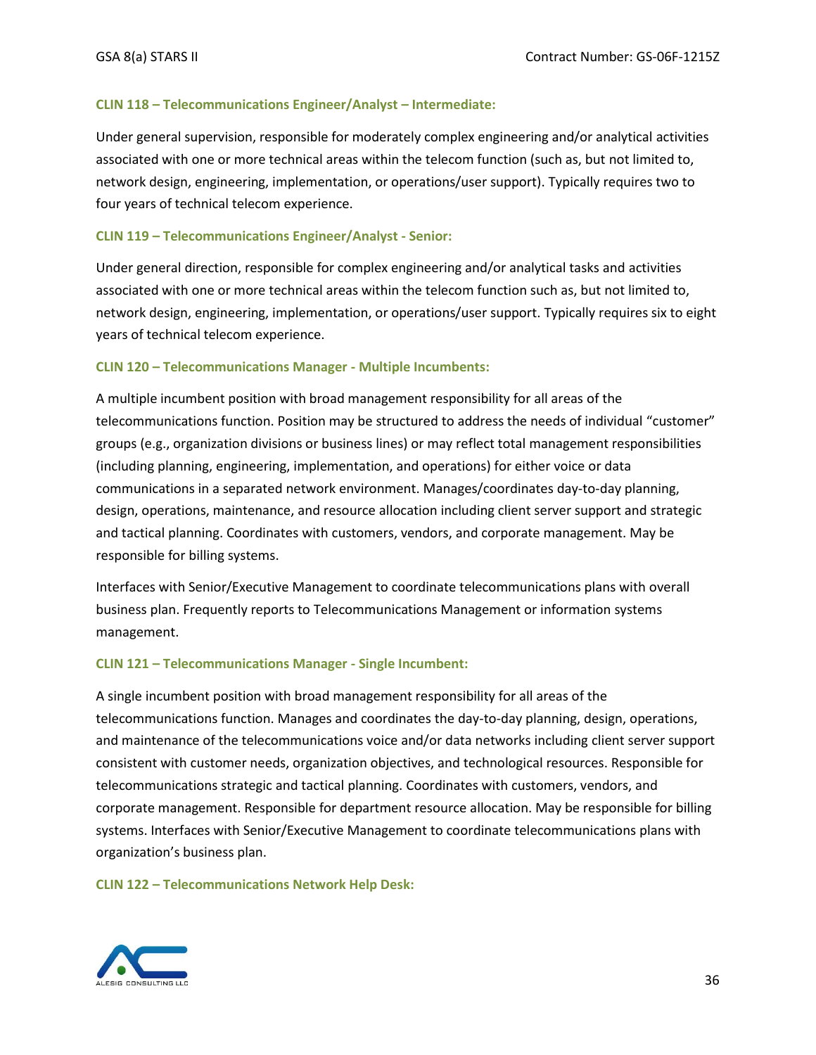#### CLIN 118 – Telecommunications Engineer/Analyst – Intermediate:

Under general supervision, responsible for moderately complex engineering and/or analytical activities associated with one or more technical areas within the telecom function (such as, but not limited to, network design, engineering, implementation, or operations/user support). Typically requires two to four years of technical telecom experience.

#### CLIN 119 – Telecommunications Engineer/Analyst - Senior:

Under general direction, responsible for complex engineering and/or analytical tasks and activities associated with one or more technical areas within the telecom function such as, but not limited to, network design, engineering, implementation, or operations/user support. Typically requires six to eight years of technical telecom experience.

#### CLIN 120 – Telecommunications Manager - Multiple Incumbents:

A multiple incumbent position with broad management responsibility for all areas of the telecommunications function. Position may be structured to address the needs of individual "customer" groups (e.g., organization divisions or business lines) or may reflect total management responsibilities (including planning, engineering, implementation, and operations) for either voice or data communications in a separated network environment. Manages/coordinates day-to-day planning, design, operations, maintenance, and resource allocation including client server support and strategic and tactical planning. Coordinates with customers, vendors, and corporate management. May be responsible for billing systems.

Interfaces with Senior/Executive Management to coordinate telecommunications plans with overall business plan. Frequently reports to Telecommunications Management or information systems management.

#### CLIN 121 – Telecommunications Manager - Single Incumbent:

A single incumbent position with broad management responsibility for all areas of the telecommunications function. Manages and coordinates the day-to-day planning, design, operations, and maintenance of the telecommunications voice and/or data networks including client server support consistent with customer needs, organization objectives, and technological resources. Responsible for telecommunications strategic and tactical planning. Coordinates with customers, vendors, and corporate management. Responsible for department resource allocation. May be responsible for billing systems. Interfaces with Senior/Executive Management to coordinate telecommunications plans with organization's business plan.

#### CLIN 122 – Telecommunications Network Help Desk: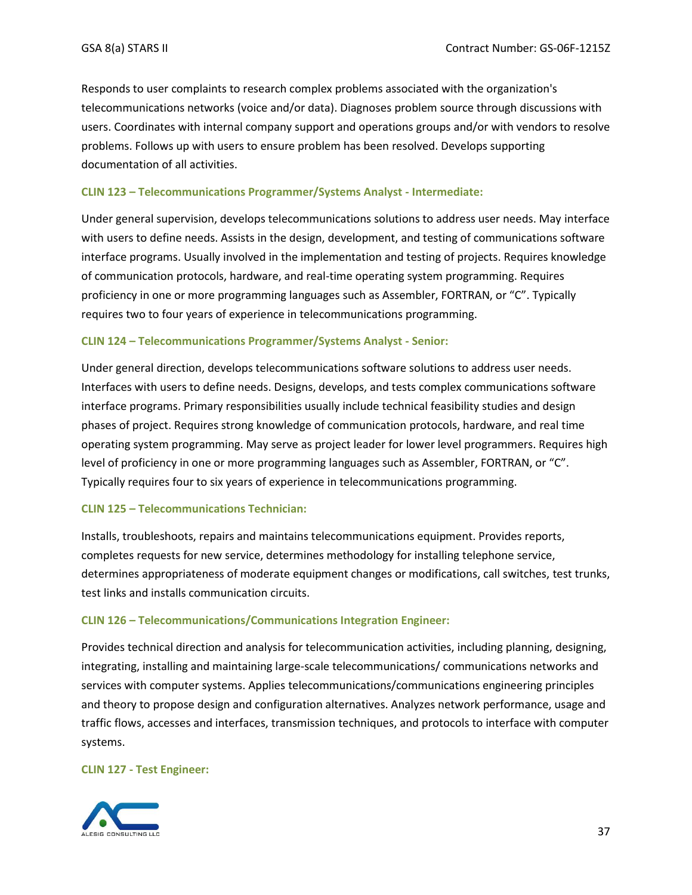Responds to user complaints to research complex problems associated with the organization's telecommunications networks (voice and/or data). Diagnoses problem source through discussions with users. Coordinates with internal company support and operations groups and/or with vendors to resolve problems. Follows up with users to ensure problem has been resolved. Develops supporting documentation of all activities.

### CLIN 123 – Telecommunications Programmer/Systems Analyst - Intermediate:

Under general supervision, develops telecommunications solutions to address user needs. May interface with users to define needs. Assists in the design, development, and testing of communications software interface programs. Usually involved in the implementation and testing of projects. Requires knowledge of communication protocols, hardware, and real-time operating system programming. Requires proficiency in one or more programming languages such as Assembler, FORTRAN, or "C". Typically requires two to four years of experience in telecommunications programming.

### CLIN 124 – Telecommunications Programmer/Systems Analyst - Senior:

Under general direction, develops telecommunications software solutions to address user needs. Interfaces with users to define needs. Designs, develops, and tests complex communications software interface programs. Primary responsibilities usually include technical feasibility studies and design phases of project. Requires strong knowledge of communication protocols, hardware, and real time operating system programming. May serve as project leader for lower level programmers. Requires high level of proficiency in one or more programming languages such as Assembler, FORTRAN, or "C". Typically requires four to six years of experience in telecommunications programming.

### CLIN 125 – Telecommunications Technician:

Installs, troubleshoots, repairs and maintains telecommunications equipment. Provides reports, completes requests for new service, determines methodology for installing telephone service, determines appropriateness of moderate equipment changes or modifications, call switches, test trunks, test links and installs communication circuits.

### CLIN 126 – Telecommunications/Communications Integration Engineer:

Provides technical direction and analysis for telecommunication activities, including planning, designing, integrating, installing and maintaining large-scale telecommunications/ communications networks and services with computer systems. Applies telecommunications/communications engineering principles and theory to propose design and configuration alternatives. Analyzes network performance, usage and traffic flows, accesses and interfaces, transmission techniques, and protocols to interface with computer systems.

### CLIN 127 - Test Engineer: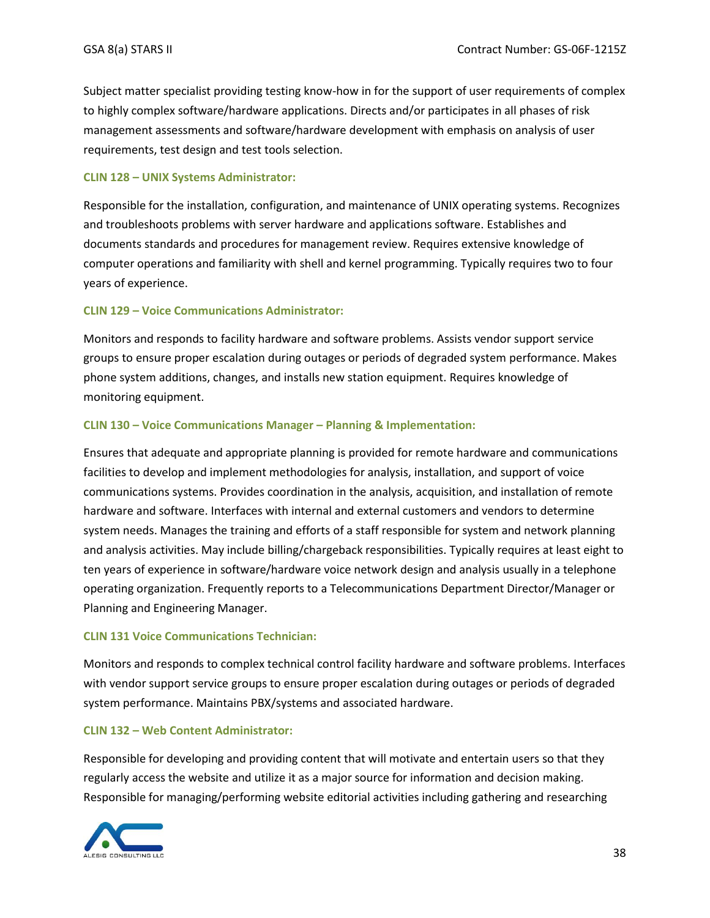Subject matter specialist providing testing know-how in for the support of user requirements of complex to highly complex software/hardware applications. Directs and/or participates in all phases of risk management assessments and software/hardware development with emphasis on analysis of user requirements, test design and test tools selection.

### CLIN 128 – UNIX Systems Administrator:

Responsible for the installation, configuration, and maintenance of UNIX operating systems. Recognizes and troubleshoots problems with server hardware and applications software. Establishes and documents standards and procedures for management review. Requires extensive knowledge of computer operations and familiarity with shell and kernel programming. Typically requires two to four years of experience.

### CLIN 129 – Voice Communications Administrator:

Monitors and responds to facility hardware and software problems. Assists vendor support service groups to ensure proper escalation during outages or periods of degraded system performance. Makes phone system additions, changes, and installs new station equipment. Requires knowledge of monitoring equipment.

### CLIN 130 – Voice Communications Manager – Planning & Implementation:

Ensures that adequate and appropriate planning is provided for remote hardware and communications facilities to develop and implement methodologies for analysis, installation, and support of voice communications systems. Provides coordination in the analysis, acquisition, and installation of remote hardware and software. Interfaces with internal and external customers and vendors to determine system needs. Manages the training and efforts of a staff responsible for system and network planning and analysis activities. May include billing/chargeback responsibilities. Typically requires at least eight to ten years of experience in software/hardware voice network design and analysis usually in a telephone operating organization. Frequently reports to a Telecommunications Department Director/Manager or Planning and Engineering Manager.

### CLIN 131 Voice Communications Technician:

Monitors and responds to complex technical control facility hardware and software problems. Interfaces with vendor support service groups to ensure proper escalation during outages or periods of degraded system performance. Maintains PBX/systems and associated hardware.

### CLIN 132 – Web Content Administrator:

Responsible for developing and providing content that will motivate and entertain users so that they regularly access the website and utilize it as a major source for information and decision making. Responsible for managing/performing website editorial activities including gathering and researching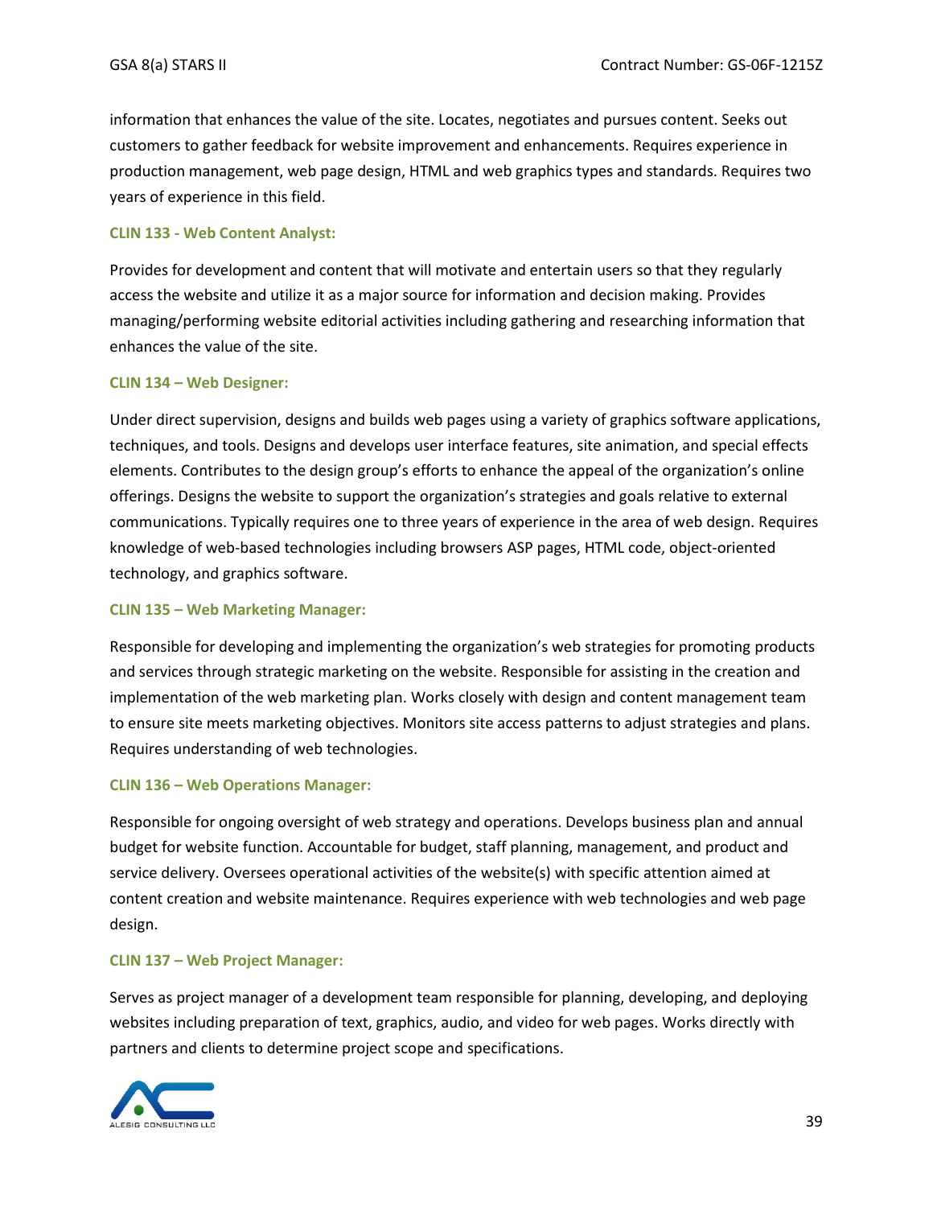information that enhances the value of the site. Locates, negotiates and pursues content. Seeks out customers to gather feedback for website improvement and enhancements. Requires experience in production management, web page design, HTML and web graphics types and standards. Requires two years of experience in this field.

### CLIN 133 - Web Content Analyst:

Provides for development and content that will motivate and entertain users so that they regularly access the website and utilize it as a major source for information and decision making. Provides managing/performing website editorial activities including gathering and researching information that enhances the value of the site.

### CLIN 134 – Web Designer:

Under direct supervision, designs and builds web pages using a variety of graphics software applications, techniques, and tools. Designs and develops user interface features, site animation, and special effects elements. Contributes to the design group's efforts to enhance the appeal of the organization's online offerings. Designs the website to support the organization's strategies and goals relative to external communications. Typically requires one to three years of experience in the area of web design. Requires knowledge of web-based technologies including browsers ASP pages, HTML code, object-oriented technology, and graphics software.

### CLIN 135 – Web Marketing Manager:

Responsible for developing and implementing the organization's web strategies for promoting products and services through strategic marketing on the website. Responsible for assisting in the creation and implementation of the web marketing plan. Works closely with design and content management team to ensure site meets marketing objectives. Monitors site access patterns to adjust strategies and plans. Requires understanding of web technologies.

### CLIN 136 – Web Operations Manager:

Responsible for ongoing oversight of web strategy and operations. Develops business plan and annual budget for website function. Accountable for budget, staff planning, management, and product and service delivery. Oversees operational activities of the website(s) with specific attention aimed at content creation and website maintenance. Requires experience with web technologies and web page design.

### CLIN 137 – Web Project Manager:

Serves as project manager of a development team responsible for planning, developing, and deploying websites including preparation of text, graphics, audio, and video for web pages. Works directly with partners and clients to determine project scope and specifications.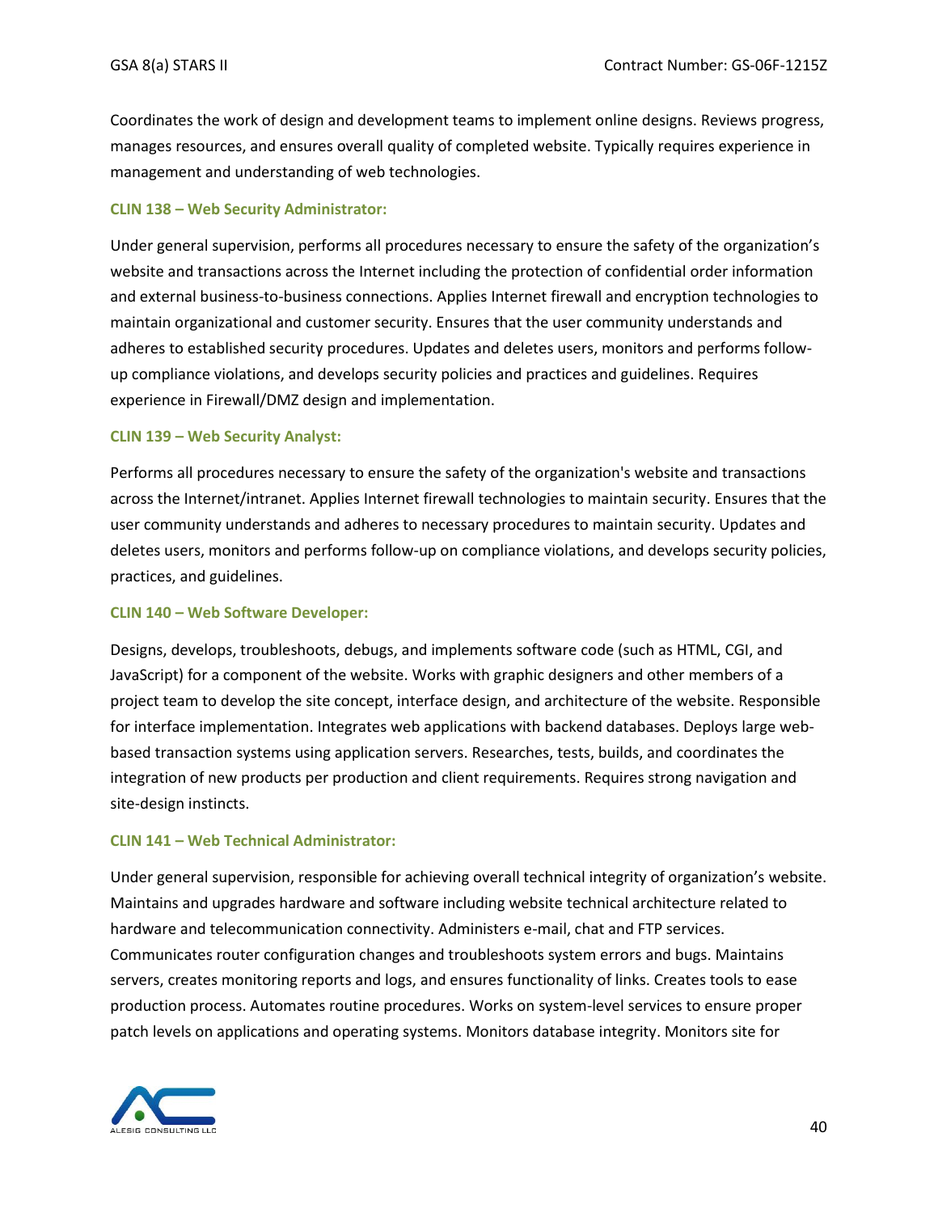Coordinates the work of design and development teams to implement online designs. Reviews progress, manages resources, and ensures overall quality of completed website. Typically requires experience in management and understanding of web technologies.

### CLIN 138 – Web Security Administrator:

Under general supervision, performs all procedures necessary to ensure the safety of the organization's website and transactions across the Internet including the protection of confidential order information and external business-to-business connections. Applies Internet firewall and encryption technologies to maintain organizational and customer security. Ensures that the user community understands and adheres to established security procedures. Updates and deletes users, monitors and performs follow-up compliance violations, and develops security policies and practices and guidelines. Requires experience in Firewall/DMZ design and implementation.

### CLIN 139 – Web Security Analyst:

Performs all procedures necessary to ensure the safety of the organization's website and transactions across the Internet/intranet. Applies Internet firewall technologies to maintain security. Ensures that the user community understands and adheres to necessary procedures to maintain security. Updates and deletes users, monitors and performs follow-up on compliance violations, and develops security policies, practices, and guidelines.

### CLIN 140 – Web Software Developer:

Designs, develops, troubleshoots, debugs, and implements software code (such as HTML, CGI, and JavaScript) for a component of the website. Works with graphic designers and other members of a project team to develop the site concept, interface design, and architecture of the website. Responsible for interface implementation. Integrates web applications with backend databases. Deploys large web-based transaction systems using application servers. Researches, tests, builds, and coordinates the integration of new products per production and client requirements. Requires strong navigation and site-design instincts.

### CLIN 141 – Web Technical Administrator:

Under general supervision, responsible for achieving overall technical integrity of organization's website. Maintains and upgrades hardware and software including website technical architecture related to hardware and telecommunication connectivity. Administers e-mail, chat and FTP services. Communicates router configuration changes and troubleshoots system errors and bugs. Maintains servers, creates monitoring reports and logs, and ensures functionality of links. Creates tools to ease production process. Automates routine procedures. Works on system-level services to ensure proper patch levels on applications and operating systems. Monitors database integrity. Monitors site for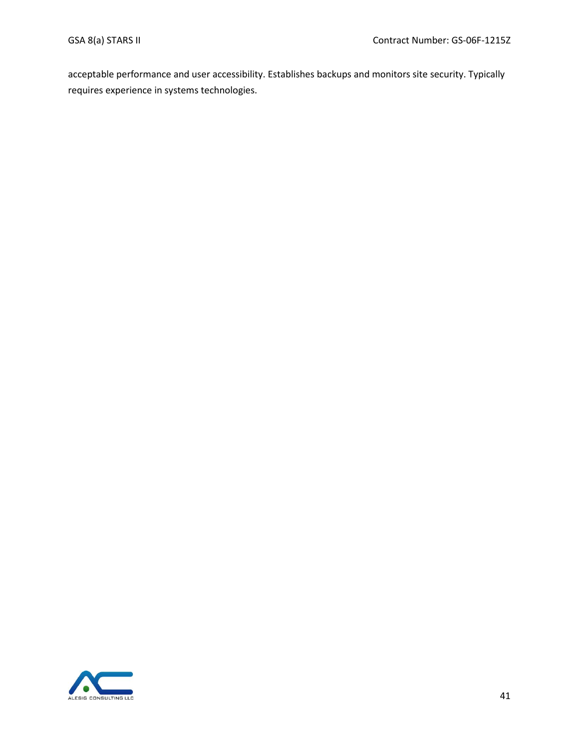acceptable performance and user accessibility. Establishes backups and monitors site security. Typically requires experience in systems technologies.